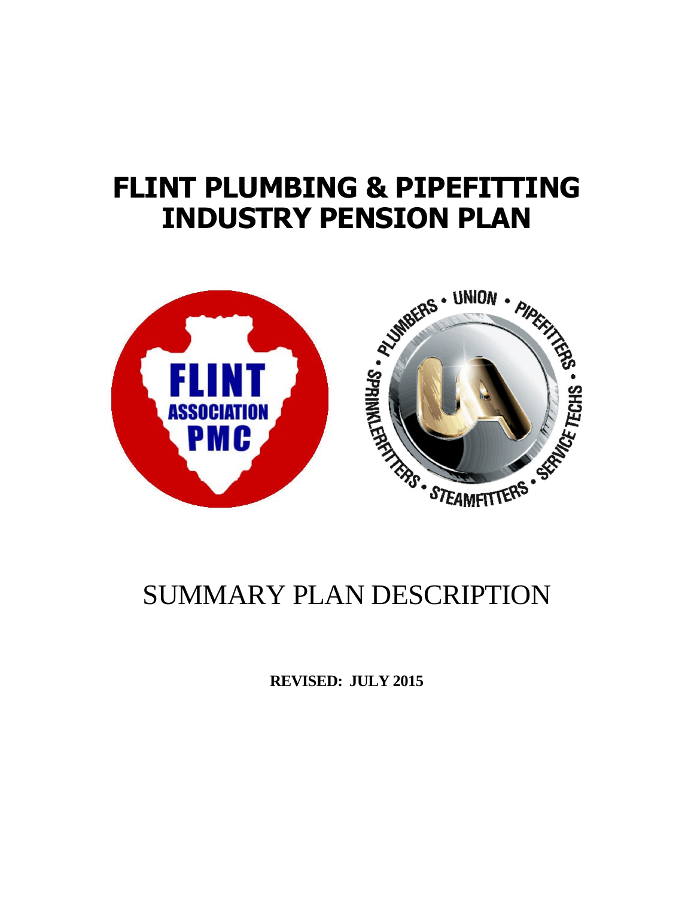# FLINT PLUMBING & PIPEFITTING INDUSTRY PENSION PLAN

# SUMMARY PLAN DESCRIPTION

**REVISED: JULY 2015**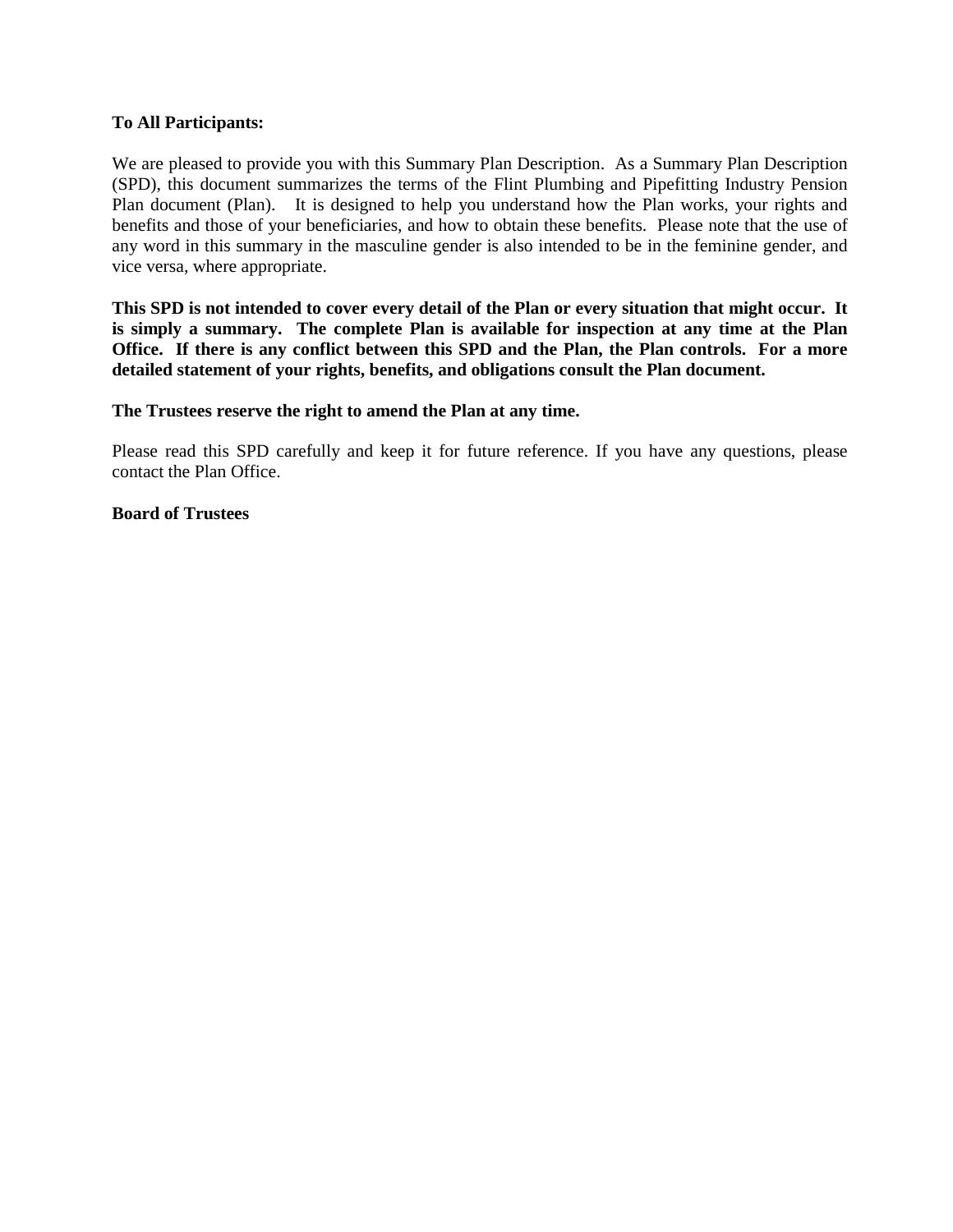**To All Participants:**

We are pleased to provide you with this Summary Plan Description. As a Summary Plan Description (SPD), this document summarizes the terms of the Flint Plumbing and Pipefitting Industry Pension Plan document (Plan). It is designed to help you understand how the Plan works, your rights and benefits and those of your beneficiaries, and how to obtain these benefits. Please note that the use of any word in this summary in the masculine gender is also intended to be in the feminine gender, and vice versa, where appropriate.

**This SPD is not intended to cover every detail of the Plan or every situation that might occur. It is simply a summary. The complete Plan is available for inspection at any time at the Plan Office. If there is any conflict between this SPD and the Plan, the Plan controls. For a more detailed statement of your rights, benefits, and obligations consult the Plan document.**

**The Trustees reserve the right to amend the Plan at any time.**

Please read this SPD carefully and keep it for future reference. If you have any questions, please contact the Plan Office.

**Board of Trustees**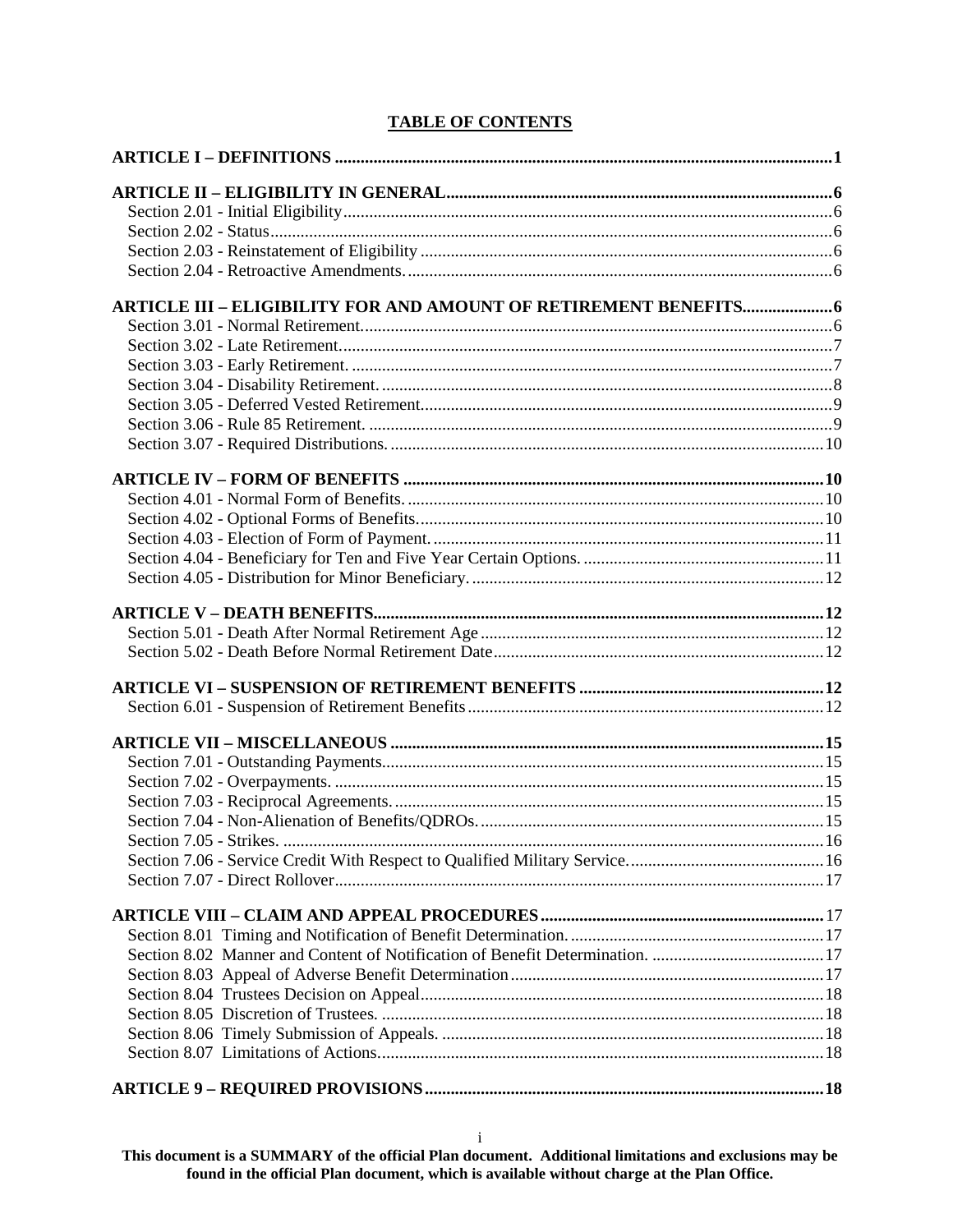# TABLE OF CONTENTS

**ARTICLE I – DEFINITIONS** .......... **1**

**ARTICLE II – ELIGIBILITY IN GENERAL** .......... **6**
- Section 2.01 - Initial Eligibility .......... 6
- Section 2.02 - Status .......... 6
- Section 2.03 - Reinstatement of Eligibility .......... 6
- Section 2.04 - Retroactive Amendments. .......... 6

**ARTICLE III – ELIGIBILITY FOR AND AMOUNT OF RETIREMENT BENEFITS** .......... **6**
- Section 3.01 - Normal Retirement. .......... 6
- Section 3.02 - Late Retirement. .......... 7
- Section 3.03 - Early Retirement. .......... 7
- Section 3.04 - Disability Retirement. .......... 8
- Section 3.05 - Deferred Vested Retirement. .......... 9
- Section 3.06 - Rule 85 Retirement. .......... 9
- Section 3.07 - Required Distributions. .......... 10

**ARTICLE IV – FORM OF BENEFITS** .......... **10**
- Section 4.01 - Normal Form of Benefits. .......... 10
- Section 4.02 - Optional Forms of Benefits. .......... 10
- Section 4.03 - Election of Form of Payment. .......... 11
- Section 4.04 - Beneficiary for Ten and Five Year Certain Options. .......... 11
- Section 4.05 - Distribution for Minor Beneficiary. .......... 12

**ARTICLE V – DEATH BENEFITS** .......... **12**
- Section 5.01 - Death After Normal Retirement Age .......... 12
- Section 5.02 - Death Before Normal Retirement Date .......... 12

**ARTICLE VI – SUSPENSION OF RETIREMENT BENEFITS** .......... **12**
- Section 6.01 - Suspension of Retirement Benefits .......... 12

**ARTICLE VII – MISCELLANEOUS** .......... **15**
- Section 7.01 - Outstanding Payments .......... 15
- Section 7.02 - Overpayments. .......... 15
- Section 7.03 - Reciprocal Agreements. .......... 15
- Section 7.04 - Non-Alienation of Benefits/QDROs. .......... 15
- Section 7.05 - Strikes. .......... 16
- Section 7.06 - Service Credit With Respect to Qualified Military Service. .......... 16
- Section 7.07 - Direct Rollover .......... 17

**ARTICLE VIII – CLAIM AND APPEAL PROCEDURES** .......... **17**
- Section 8.01 Timing and Notification of Benefit Determination. .......... 17
- Section 8.02 Manner and Content of Notification of Benefit Determination. .......... 17
- Section 8.03 Appeal of Adverse Benefit Determination .......... 17
- Section 8.04 Trustees Decision on Appeal .......... 18
- Section 8.05 Discretion of Trustees. .......... 18
- Section 8.06 Timely Submission of Appeals. .......... 18
- Section 8.07 Limitations of Actions .......... 18

**ARTICLE 9 – REQUIRED PROVISIONS** .......... **18**

**This document is a SUMMARY of the official Plan document. Additional limitations and exclusions may be found in the official Plan document, which is available without charge at the Plan Office.**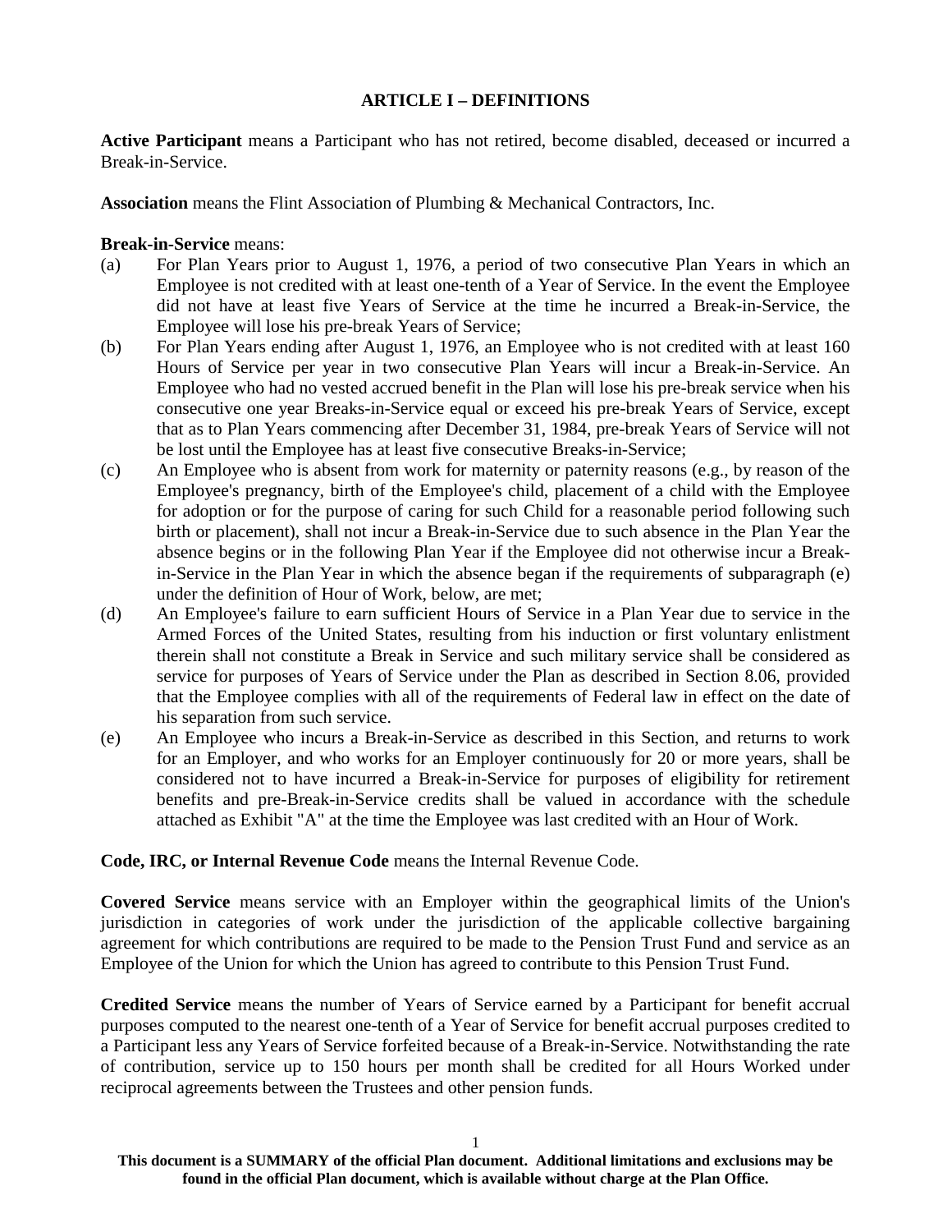## ARTICLE I – DEFINITIONS

**Active Participant** means a Participant who has not retired, become disabled, deceased or incurred a Break-in-Service.

**Association** means the Flint Association of Plumbing & Mechanical Contractors, Inc.

**Break-in-Service** means:

(a) For Plan Years prior to August 1, 1976, a period of two consecutive Plan Years in which an Employee is not credited with at least one-tenth of a Year of Service. In the event the Employee did not have at least five Years of Service at the time he incurred a Break-in-Service, the Employee will lose his pre-break Years of Service;

(b) For Plan Years ending after August 1, 1976, an Employee who is not credited with at least 160 Hours of Service per year in two consecutive Plan Years will incur a Break-in-Service. An Employee who had no vested accrued benefit in the Plan will lose his pre-break service when his consecutive one year Breaks-in-Service equal or exceed his pre-break Years of Service, except that as to Plan Years commencing after December 31, 1984, pre-break Years of Service will not be lost until the Employee has at least five consecutive Breaks-in-Service;

(c) An Employee who is absent from work for maternity or paternity reasons (e.g., by reason of the Employee's pregnancy, birth of the Employee's child, placement of a child with the Employee for adoption or for the purpose of caring for such Child for a reasonable period following such birth or placement), shall not incur a Break-in-Service due to such absence in the Plan Year the absence begins or in the following Plan Year if the Employee did not otherwise incur a Break-in-Service in the Plan Year in which the absence began if the requirements of subparagraph (e) under the definition of Hour of Work, below, are met;

(d) An Employee's failure to earn sufficient Hours of Service in a Plan Year due to service in the Armed Forces of the United States, resulting from his induction or first voluntary enlistment therein shall not constitute a Break in Service and such military service shall be considered as service for purposes of Years of Service under the Plan as described in Section 8.06, provided that the Employee complies with all of the requirements of Federal law in effect on the date of his separation from such service.

(e) An Employee who incurs a Break-in-Service as described in this Section, and returns to work for an Employer, and who works for an Employer continuously for 20 or more years, shall be considered not to have incurred a Break-in-Service for purposes of eligibility for retirement benefits and pre-Break-in-Service credits shall be valued in accordance with the schedule attached as Exhibit "A" at the time the Employee was last credited with an Hour of Work.

**Code, IRC, or Internal Revenue Code** means the Internal Revenue Code.

**Covered Service** means service with an Employer within the geographical limits of the Union's jurisdiction in categories of work under the jurisdiction of the applicable collective bargaining agreement for which contributions are required to be made to the Pension Trust Fund and service as an Employee of the Union for which the Union has agreed to contribute to this Pension Trust Fund.

**Credited Service** means the number of Years of Service earned by a Participant for benefit accrual purposes computed to the nearest one-tenth of a Year of Service for benefit accrual purposes credited to a Participant less any Years of Service forfeited because of a Break-in-Service. Notwithstanding the rate of contribution, service up to 150 hours per month shall be credited for all Hours Worked under reciprocal agreements between the Trustees and other pension funds.

**This document is a SUMMARY of the official Plan document. Additional limitations and exclusions may be found in the official Plan document, which is available without charge at the Plan Office.**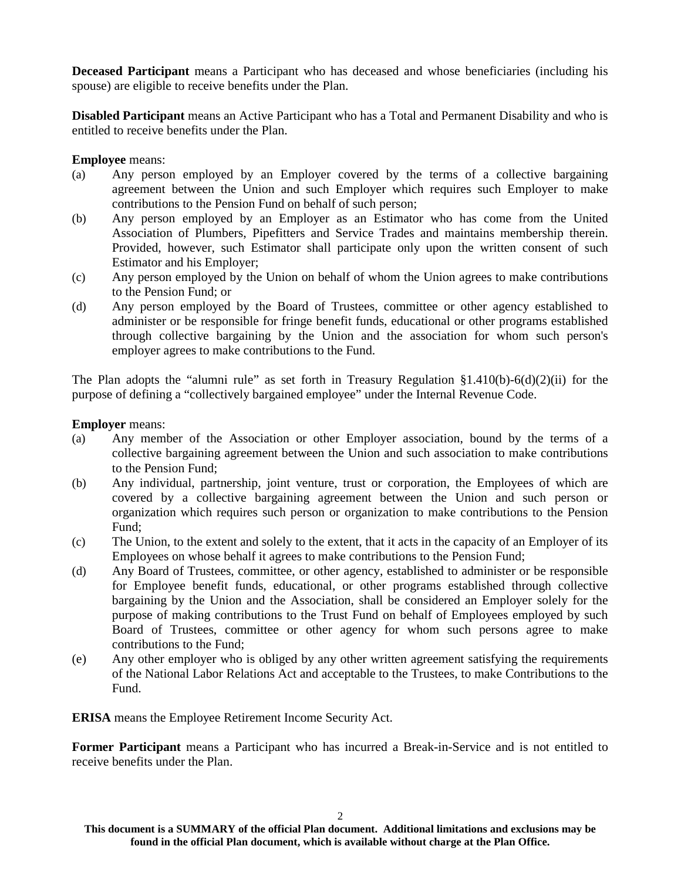**Deceased Participant** means a Participant who has deceased and whose beneficiaries (including his spouse) are eligible to receive benefits under the Plan.

**Disabled Participant** means an Active Participant who has a Total and Permanent Disability and who is entitled to receive benefits under the Plan.

**Employee** means:

(a) Any person employed by an Employer covered by the terms of a collective bargaining agreement between the Union and such Employer which requires such Employer to make contributions to the Pension Fund on behalf of such person;

(b) Any person employed by an Employer as an Estimator who has come from the United Association of Plumbers, Pipefitters and Service Trades and maintains membership therein. Provided, however, such Estimator shall participate only upon the written consent of such Estimator and his Employer;

(c) Any person employed by the Union on behalf of whom the Union agrees to make contributions to the Pension Fund; or

(d) Any person employed by the Board of Trustees, committee or other agency established to administer or be responsible for fringe benefit funds, educational or other programs established through collective bargaining by the Union and the association for whom such person's employer agrees to make contributions to the Fund.

The Plan adopts the "alumni rule" as set forth in Treasury Regulation §1.410(b)-6(d)(2)(ii) for the purpose of defining a "collectively bargained employee" under the Internal Revenue Code.

**Employer** means:

(a) Any member of the Association or other Employer association, bound by the terms of a collective bargaining agreement between the Union and such association to make contributions to the Pension Fund;

(b) Any individual, partnership, joint venture, trust or corporation, the Employees of which are covered by a collective bargaining agreement between the Union and such person or organization which requires such person or organization to make contributions to the Pension Fund;

(c) The Union, to the extent and solely to the extent, that it acts in the capacity of an Employer of its Employees on whose behalf it agrees to make contributions to the Pension Fund;

(d) Any Board of Trustees, committee, or other agency, established to administer or be responsible for Employee benefit funds, educational, or other programs established through collective bargaining by the Union and the Association, shall be considered an Employer solely for the purpose of making contributions to the Trust Fund on behalf of Employees employed by such Board of Trustees, committee or other agency for whom such persons agree to make contributions to the Fund;

(e) Any other employer who is obliged by any other written agreement satisfying the requirements of the National Labor Relations Act and acceptable to the Trustees, to make Contributions to the Fund.

**ERISA** means the Employee Retirement Income Security Act.

**Former Participant** means a Participant who has incurred a Break-in-Service and is not entitled to receive benefits under the Plan.

**This document is a SUMMARY of the official Plan document. Additional limitations and exclusions may be found in the official Plan document, which is available without charge at the Plan Office.**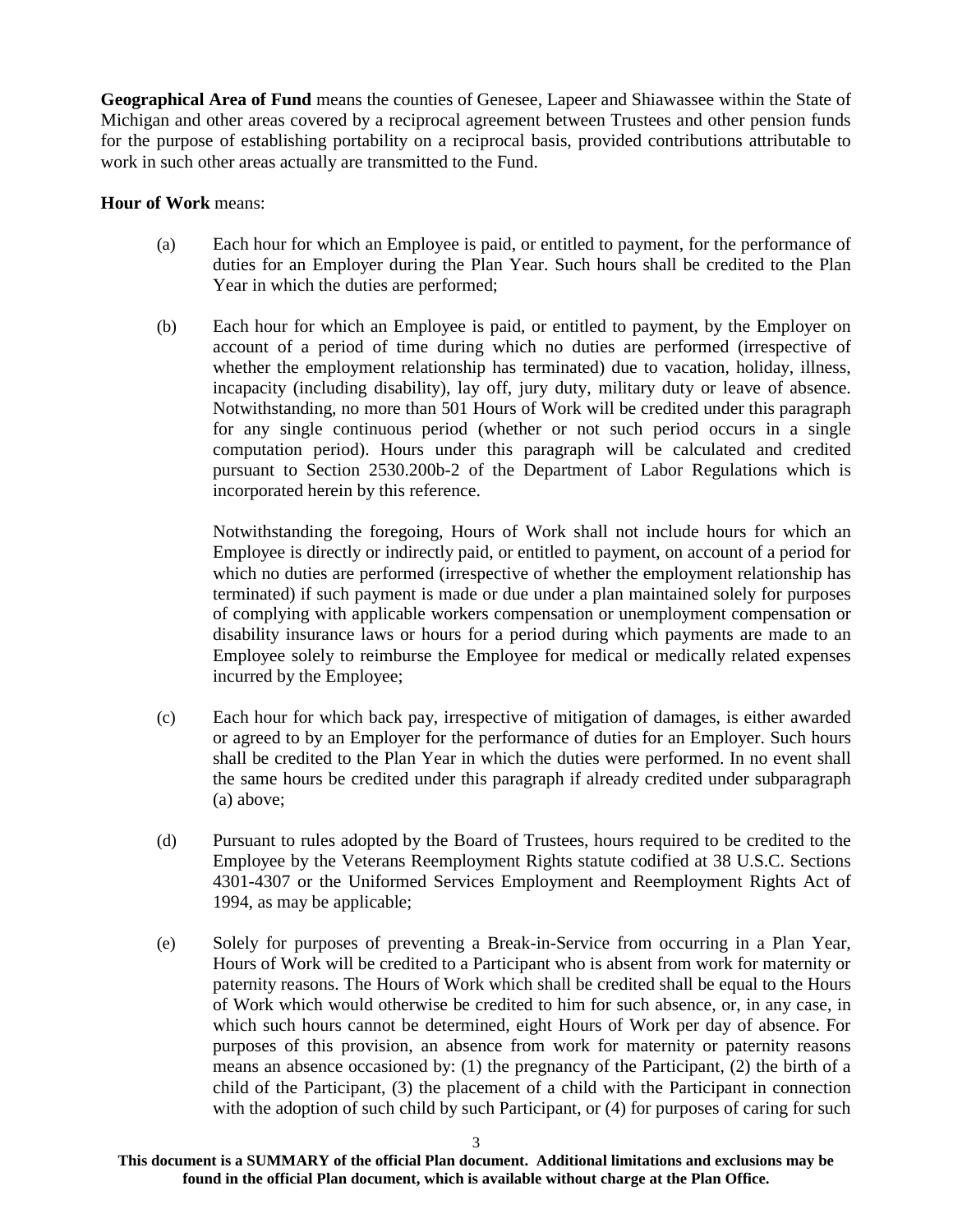**Geographical Area of Fund** means the counties of Genesee, Lapeer and Shiawassee within the State of Michigan and other areas covered by a reciprocal agreement between Trustees and other pension funds for the purpose of establishing portability on a reciprocal basis, provided contributions attributable to work in such other areas actually are transmitted to the Fund.

**Hour of Work** means:

(a) Each hour for which an Employee is paid, or entitled to payment, for the performance of duties for an Employer during the Plan Year. Such hours shall be credited to the Plan Year in which the duties are performed;

(b) Each hour for which an Employee is paid, or entitled to payment, by the Employer on account of a period of time during which no duties are performed (irrespective of whether the employment relationship has terminated) due to vacation, holiday, illness, incapacity (including disability), lay off, jury duty, military duty or leave of absence. Notwithstanding, no more than 501 Hours of Work will be credited under this paragraph for any single continuous period (whether or not such period occurs in a single computation period). Hours under this paragraph will be calculated and credited pursuant to Section 2530.200b-2 of the Department of Labor Regulations which is incorporated herein by this reference.

Notwithstanding the foregoing, Hours of Work shall not include hours for which an Employee is directly or indirectly paid, or entitled to payment, on account of a period for which no duties are performed (irrespective of whether the employment relationship has terminated) if such payment is made or due under a plan maintained solely for purposes of complying with applicable workers compensation or unemployment compensation or disability insurance laws or hours for a period during which payments are made to an Employee solely to reimburse the Employee for medical or medically related expenses incurred by the Employee;

(c) Each hour for which back pay, irrespective of mitigation of damages, is either awarded or agreed to by an Employer for the performance of duties for an Employer. Such hours shall be credited to the Plan Year in which the duties were performed. In no event shall the same hours be credited under this paragraph if already credited under subparagraph (a) above;

(d) Pursuant to rules adopted by the Board of Trustees, hours required to be credited to the Employee by the Veterans Reemployment Rights statute codified at 38 U.S.C. Sections 4301-4307 or the Uniformed Services Employment and Reemployment Rights Act of 1994, as may be applicable;

(e) Solely for purposes of preventing a Break-in-Service from occurring in a Plan Year, Hours of Work will be credited to a Participant who is absent from work for maternity or paternity reasons. The Hours of Work which shall be credited shall be equal to the Hours of Work which would otherwise be credited to him for such absence, or, in any case, in which such hours cannot be determined, eight Hours of Work per day of absence. For purposes of this provision, an absence from work for maternity or paternity reasons means an absence occasioned by: (1) the pregnancy of the Participant, (2) the birth of a child of the Participant, (3) the placement of a child with the Participant in connection with the adoption of such child by such Participant, or (4) for purposes of caring for such

**This document is a SUMMARY of the official Plan document. Additional limitations and exclusions may be found in the official Plan document, which is available without charge at the Plan Office.**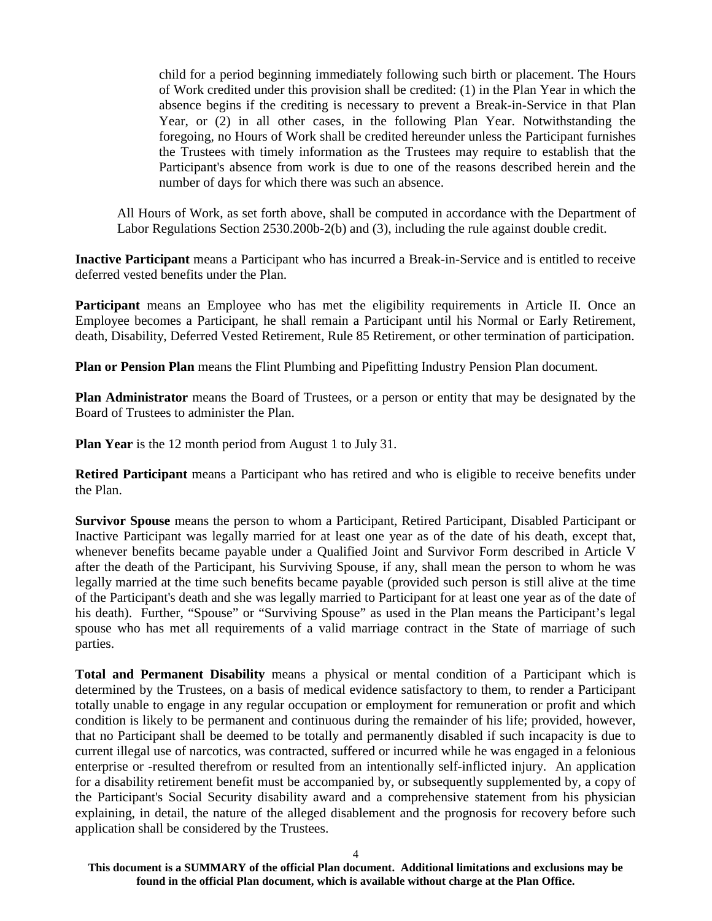child for a period beginning immediately following such birth or placement. The Hours of Work credited under this provision shall be credited: (1) in the Plan Year in which the absence begins if the crediting is necessary to prevent a Break-in-Service in that Plan Year, or (2) in all other cases, in the following Plan Year. Notwithstanding the foregoing, no Hours of Work shall be credited hereunder unless the Participant furnishes the Trustees with timely information as the Trustees may require to establish that the Participant's absence from work is due to one of the reasons described herein and the number of days for which there was such an absence.

All Hours of Work, as set forth above, shall be computed in accordance with the Department of Labor Regulations Section 2530.200b-2(b) and (3), including the rule against double credit.

**Inactive Participant** means a Participant who has incurred a Break-in-Service and is entitled to receive deferred vested benefits under the Plan.

**Participant** means an Employee who has met the eligibility requirements in Article II. Once an Employee becomes a Participant, he shall remain a Participant until his Normal or Early Retirement, death, Disability, Deferred Vested Retirement, Rule 85 Retirement, or other termination of participation.

**Plan or Pension Plan** means the Flint Plumbing and Pipefitting Industry Pension Plan document.

**Plan Administrator** means the Board of Trustees, or a person or entity that may be designated by the Board of Trustees to administer the Plan.

**Plan Year** is the 12 month period from August 1 to July 31.

**Retired Participant** means a Participant who has retired and who is eligible to receive benefits under the Plan.

**Survivor Spouse** means the person to whom a Participant, Retired Participant, Disabled Participant or Inactive Participant was legally married for at least one year as of the date of his death, except that, whenever benefits became payable under a Qualified Joint and Survivor Form described in Article V after the death of the Participant, his Surviving Spouse, if any, shall mean the person to whom he was legally married at the time such benefits became payable (provided such person is still alive at the time of the Participant's death and she was legally married to Participant for at least one year as of the date of his death). Further, "Spouse" or "Surviving Spouse" as used in the Plan means the Participant's legal spouse who has met all requirements of a valid marriage contract in the State of marriage of such parties.

**Total and Permanent Disability** means a physical or mental condition of a Participant which is determined by the Trustees, on a basis of medical evidence satisfactory to them, to render a Participant totally unable to engage in any regular occupation or employment for remuneration or profit and which condition is likely to be permanent and continuous during the remainder of his life; provided, however, that no Participant shall be deemed to be totally and permanently disabled if such incapacity is due to current illegal use of narcotics, was contracted, suffered or incurred while he was engaged in a felonious enterprise or -resulted therefrom or resulted from an intentionally self-inflicted injury. An application for a disability retirement benefit must be accompanied by, or subsequently supplemented by, a copy of the Participant's Social Security disability award and a comprehensive statement from his physician explaining, in detail, the nature of the alleged disablement and the prognosis for recovery before such application shall be considered by the Trustees.

**This document is a SUMMARY of the official Plan document. Additional limitations and exclusions may be found in the official Plan document, which is available without charge at the Plan Office.**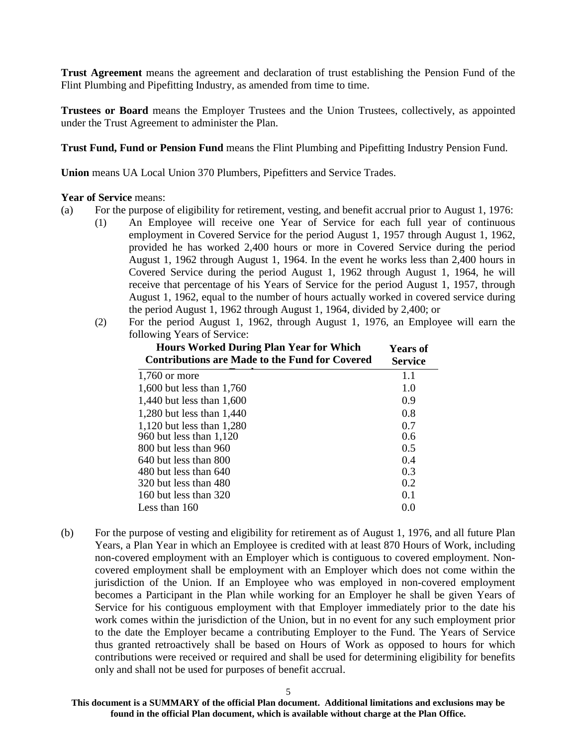**Trust Agreement** means the agreement and declaration of trust establishing the Pension Fund of the Flint Plumbing and Pipefitting Industry, as amended from time to time.

**Trustees or Board** means the Employer Trustees and the Union Trustees, collectively, as appointed under the Trust Agreement to administer the Plan.

**Trust Fund, Fund or Pension Fund** means the Flint Plumbing and Pipefitting Industry Pension Fund.

**Union** means UA Local Union 370 Plumbers, Pipefitters and Service Trades.

**Year of Service** means:

(a) For the purpose of eligibility for retirement, vesting, and benefit accrual prior to August 1, 1976:

(1) An Employee will receive one Year of Service for each full year of continuous employment in Covered Service for the period August 1, 1957 through August 1, 1962, provided he has worked 2,400 hours or more in Covered Service during the period August 1, 1962 through August 1, 1964. In the event he works less than 2,400 hours in Covered Service during the period August 1, 1962 through August 1, 1964, he will receive that percentage of his Years of Service for the period August 1, 1957, through August 1, 1962, equal to the number of hours actually worked in covered service during the period August 1, 1962 through August 1, 1964, divided by 2,400; or

(2) For the period August 1, 1962, through August 1, 1976, an Employee will earn the following Years of Service:

| Hours Worked During Plan Year for Which Contributions are Made to the Fund for Covered Employees | Years of Service |
|---|---|
| 1,760 or more | 1.1 |
| 1,600 but less than 1,760 | 1.0 |
| 1,440 but less than 1,600 | 0.9 |
| 1,280 but less than 1,440 | 0.8 |
| 1,120 but less than 1,280 | 0.7 |
| 960 but less than 1,120 | 0.6 |
| 800 but less than 960 | 0.5 |
| 640 but less than 800 | 0.4 |
| 480 but less than 640 | 0.3 |
| 320 but less than 480 | 0.2 |
| 160 but less than 320 | 0.1 |
| Less than 160 | 0.0 |

(b) For the purpose of vesting and eligibility for retirement as of August 1, 1976, and all future Plan Years, a Plan Year in which an Employee is credited with at least 870 Hours of Work, including non-covered employment with an Employer which is contiguous to covered employment. Non-covered employment shall be employment with an Employer which does not come within the jurisdiction of the Union. If an Employee who was employed in non-covered employment becomes a Participant in the Plan while working for an Employer he shall be given Years of Service for his contiguous employment with that Employer immediately prior to the date his work comes within the jurisdiction of the Union, but in no event for any such employment prior to the date the Employer became a contributing Employer to the Fund. The Years of Service thus granted retroactively shall be based on Hours of Work as opposed to hours for which contributions were received or required and shall be used for determining eligibility for benefits only and shall not be used for purposes of benefit accrual.

**This document is a SUMMARY of the official Plan document. Additional limitations and exclusions may be found in the official Plan document, which is available without charge at the Plan Office.**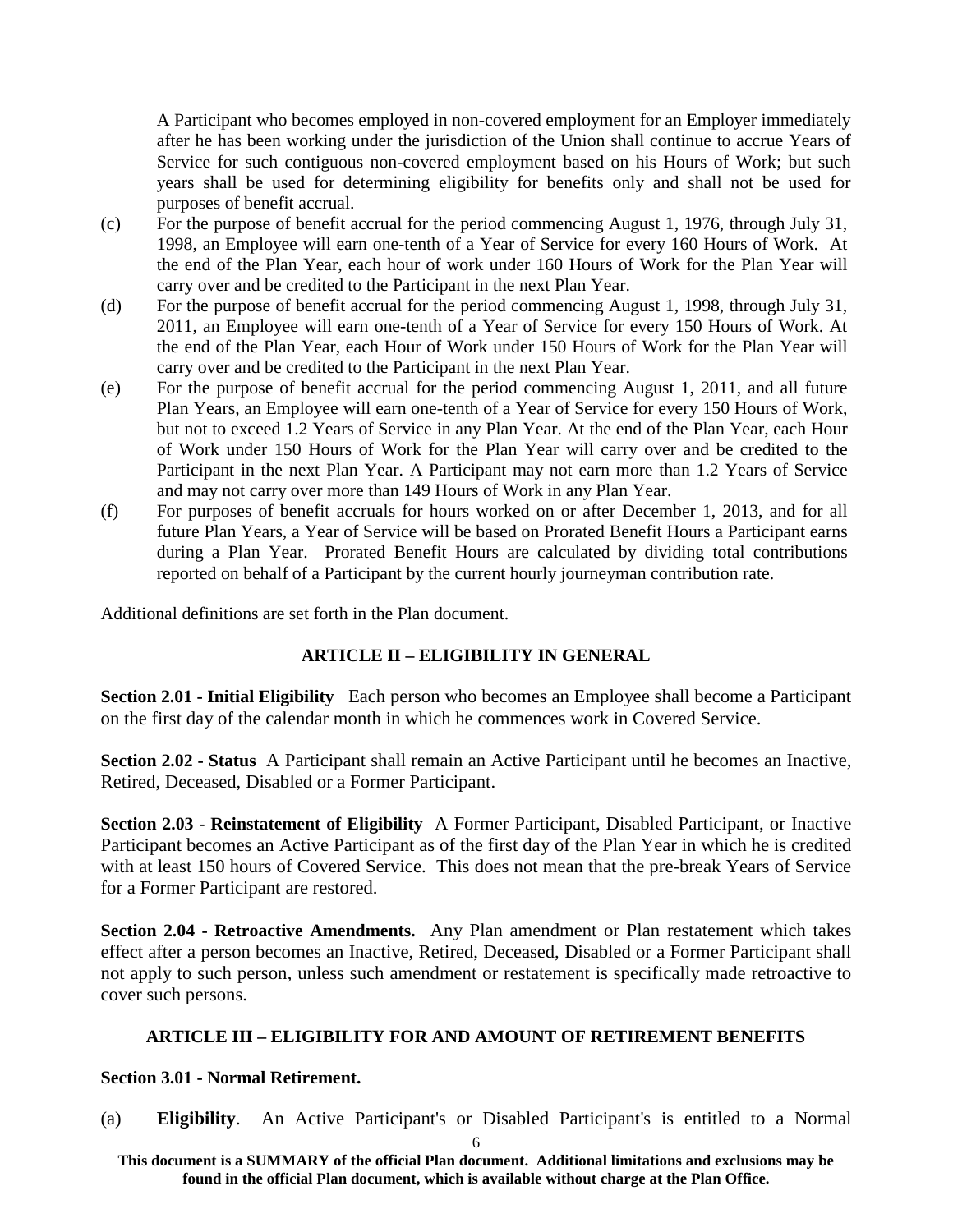A Participant who becomes employed in non-covered employment for an Employer immediately after he has been working under the jurisdiction of the Union shall continue to accrue Years of Service for such contiguous non-covered employment based on his Hours of Work; but such years shall be used for determining eligibility for benefits only and shall not be used for purposes of benefit accrual.

(c) For the purpose of benefit accrual for the period commencing August 1, 1976, through July 31, 1998, an Employee will earn one-tenth of a Year of Service for every 160 Hours of Work. At the end of the Plan Year, each hour of work under 160 Hours of Work for the Plan Year will carry over and be credited to the Participant in the next Plan Year.

(d) For the purpose of benefit accrual for the period commencing August 1, 1998, through July 31, 2011, an Employee will earn one-tenth of a Year of Service for every 150 Hours of Work. At the end of the Plan Year, each Hour of Work under 150 Hours of Work for the Plan Year will carry over and be credited to the Participant in the next Plan Year.

(e) For the purpose of benefit accrual for the period commencing August 1, 2011, and all future Plan Years, an Employee will earn one-tenth of a Year of Service for every 150 Hours of Work, but not to exceed 1.2 Years of Service in any Plan Year. At the end of the Plan Year, each Hour of Work under 150 Hours of Work for the Plan Year will carry over and be credited to the Participant in the next Plan Year. A Participant may not earn more than 1.2 Years of Service and may not carry over more than 149 Hours of Work in any Plan Year.

(f) For purposes of benefit accruals for hours worked on or after December 1, 2013, and for all future Plan Years, a Year of Service will be based on Prorated Benefit Hours a Participant earns during a Plan Year. Prorated Benefit Hours are calculated by dividing total contributions reported on behalf of a Participant by the current hourly journeyman contribution rate.

Additional definitions are set forth in the Plan document.

## ARTICLE II – ELIGIBILITY IN GENERAL

**Section 2.01 - Initial Eligibility** Each person who becomes an Employee shall become a Participant on the first day of the calendar month in which he commences work in Covered Service.

**Section 2.02 - Status** A Participant shall remain an Active Participant until he becomes an Inactive, Retired, Deceased, Disabled or a Former Participant.

**Section 2.03 - Reinstatement of Eligibility** A Former Participant, Disabled Participant, or Inactive Participant becomes an Active Participant as of the first day of the Plan Year in which he is credited with at least 150 hours of Covered Service. This does not mean that the pre-break Years of Service for a Former Participant are restored.

**Section 2.04 - Retroactive Amendments.** Any Plan amendment or Plan restatement which takes effect after a person becomes an Inactive, Retired, Deceased, Disabled or a Former Participant shall not apply to such person, unless such amendment or restatement is specifically made retroactive to cover such persons.

## ARTICLE III – ELIGIBILITY FOR AND AMOUNT OF RETIREMENT BENEFITS

**Section 3.01 - Normal Retirement.**

(a) **Eligibility**. An Active Participant's or Disabled Participant's is entitled to a Normal

**This document is a SUMMARY of the official Plan document. Additional limitations and exclusions may be found in the official Plan document, which is available without charge at the Plan Office.**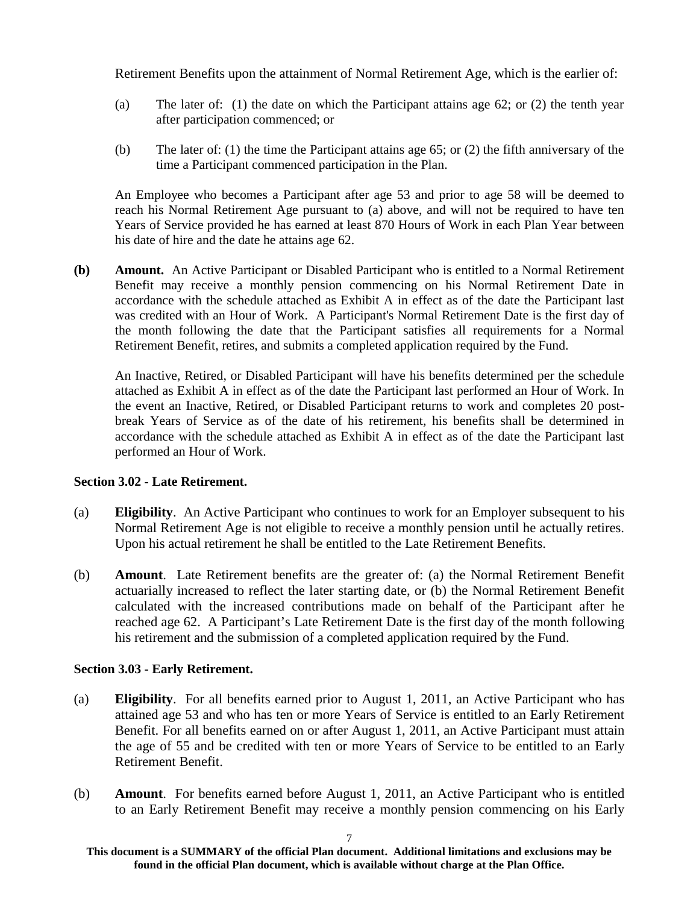Retirement Benefits upon the attainment of Normal Retirement Age, which is the earlier of:

(a) The later of: (1) the date on which the Participant attains age 62; or (2) the tenth year after participation commenced; or

(b) The later of: (1) the time the Participant attains age 65; or (2) the fifth anniversary of the time a Participant commenced participation in the Plan.

An Employee who becomes a Participant after age 53 and prior to age 58 will be deemed to reach his Normal Retirement Age pursuant to (a) above, and will not be required to have ten Years of Service provided he has earned at least 870 Hours of Work in each Plan Year between his date of hire and the date he attains age 62.

**(b) Amount.** An Active Participant or Disabled Participant who is entitled to a Normal Retirement Benefit may receive a monthly pension commencing on his Normal Retirement Date in accordance with the schedule attached as Exhibit A in effect as of the date the Participant last was credited with an Hour of Work. A Participant's Normal Retirement Date is the first day of the month following the date that the Participant satisfies all requirements for a Normal Retirement Benefit, retires, and submits a completed application required by the Fund.

An Inactive, Retired, or Disabled Participant will have his benefits determined per the schedule attached as Exhibit A in effect as of the date the Participant last performed an Hour of Work. In the event an Inactive, Retired, or Disabled Participant returns to work and completes 20 post-break Years of Service as of the date of his retirement, his benefits shall be determined in accordance with the schedule attached as Exhibit A in effect as of the date the Participant last performed an Hour of Work.

**Section 3.02 - Late Retirement.**

(a) **Eligibility**. An Active Participant who continues to work for an Employer subsequent to his Normal Retirement Age is not eligible to receive a monthly pension until he actually retires. Upon his actual retirement he shall be entitled to the Late Retirement Benefits.

(b) **Amount**. Late Retirement benefits are the greater of: (a) the Normal Retirement Benefit actuarially increased to reflect the later starting date, or (b) the Normal Retirement Benefit calculated with the increased contributions made on behalf of the Participant after he reached age 62. A Participant's Late Retirement Date is the first day of the month following his retirement and the submission of a completed application required by the Fund.

**Section 3.03 - Early Retirement.**

(a) **Eligibility**. For all benefits earned prior to August 1, 2011, an Active Participant who has attained age 53 and who has ten or more Years of Service is entitled to an Early Retirement Benefit. For all benefits earned on or after August 1, 2011, an Active Participant must attain the age of 55 and be credited with ten or more Years of Service to be entitled to an Early Retirement Benefit.

(b) **Amount**. For benefits earned before August 1, 2011, an Active Participant who is entitled to an Early Retirement Benefit may receive a monthly pension commencing on his Early

**This document is a SUMMARY of the official Plan document. Additional limitations and exclusions may be found in the official Plan document, which is available without charge at the Plan Office.**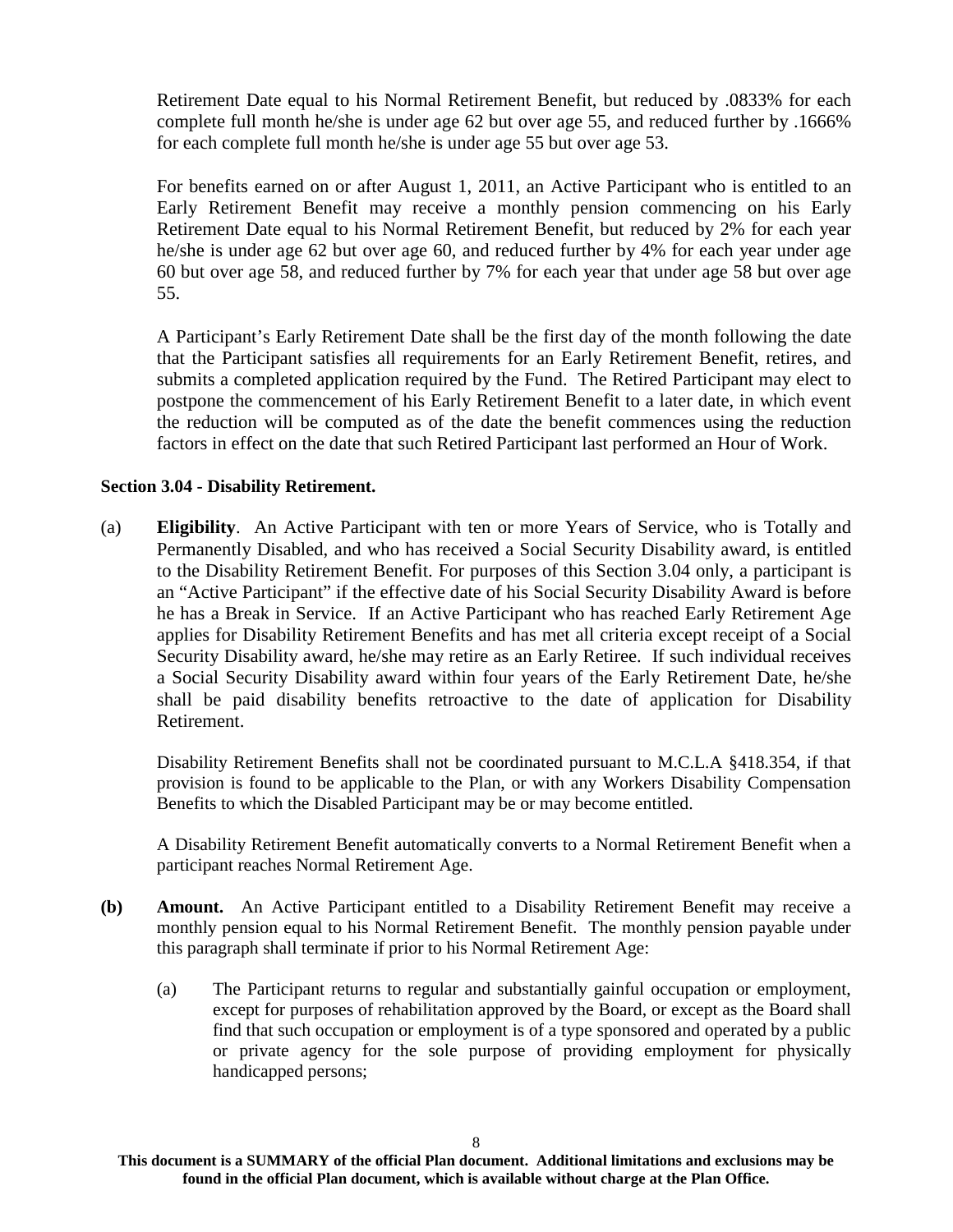Retirement Date equal to his Normal Retirement Benefit, but reduced by .0833% for each complete full month he/she is under age 62 but over age 55, and reduced further by .1666% for each complete full month he/she is under age 55 but over age 53.

For benefits earned on or after August 1, 2011, an Active Participant who is entitled to an Early Retirement Benefit may receive a monthly pension commencing on his Early Retirement Date equal to his Normal Retirement Benefit, but reduced by 2% for each year he/she is under age 62 but over age 60, and reduced further by 4% for each year under age 60 but over age 58, and reduced further by 7% for each year that under age 58 but over age 55.

A Participant's Early Retirement Date shall be the first day of the month following the date that the Participant satisfies all requirements for an Early Retirement Benefit, retires, and submits a completed application required by the Fund. The Retired Participant may elect to postpone the commencement of his Early Retirement Benefit to a later date, in which event the reduction will be computed as of the date the benefit commences using the reduction factors in effect on the date that such Retired Participant last performed an Hour of Work.

**Section 3.04 - Disability Retirement.**

(a) **Eligibility**. An Active Participant with ten or more Years of Service, who is Totally and Permanently Disabled, and who has received a Social Security Disability award, is entitled to the Disability Retirement Benefit. For purposes of this Section 3.04 only, a participant is an "Active Participant" if the effective date of his Social Security Disability Award is before he has a Break in Service. If an Active Participant who has reached Early Retirement Age applies for Disability Retirement Benefits and has met all criteria except receipt of a Social Security Disability award, he/she may retire as an Early Retiree. If such individual receives a Social Security Disability award within four years of the Early Retirement Date, he/she shall be paid disability benefits retroactive to the date of application for Disability Retirement.

Disability Retirement Benefits shall not be coordinated pursuant to M.C.L.A §418.354, if that provision is found to be applicable to the Plan, or with any Workers Disability Compensation Benefits to which the Disabled Participant may be or may become entitled.

A Disability Retirement Benefit automatically converts to a Normal Retirement Benefit when a participant reaches Normal Retirement Age.

**(b)** **Amount.** An Active Participant entitled to a Disability Retirement Benefit may receive a monthly pension equal to his Normal Retirement Benefit. The monthly pension payable under this paragraph shall terminate if prior to his Normal Retirement Age:

(a) The Participant returns to regular and substantially gainful occupation or employment, except for purposes of rehabilitation approved by the Board, or except as the Board shall find that such occupation or employment is of a type sponsored and operated by a public or private agency for the sole purpose of providing employment for physically handicapped persons;

**This document is a SUMMARY of the official Plan document. Additional limitations and exclusions may be found in the official Plan document, which is available without charge at the Plan Office.**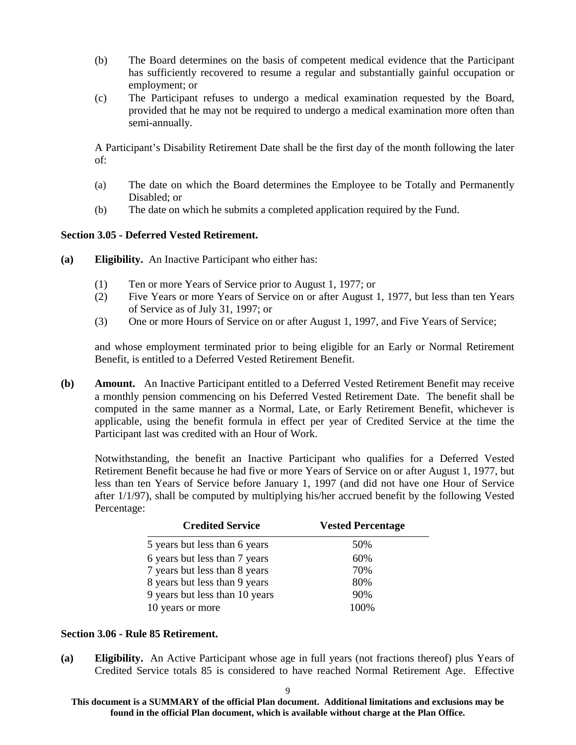(b) The Board determines on the basis of competent medical evidence that the Participant has sufficiently recovered to resume a regular and substantially gainful occupation or employment; or

(c) The Participant refuses to undergo a medical examination requested by the Board, provided that he may not be required to undergo a medical examination more often than semi-annually.

A Participant's Disability Retirement Date shall be the first day of the month following the later of:

(a) The date on which the Board determines the Employee to be Totally and Permanently Disabled; or

(b) The date on which he submits a completed application required by the Fund.

**Section 3.05 - Deferred Vested Retirement.**

**(a) Eligibility.** An Inactive Participant who either has:

(1) Ten or more Years of Service prior to August 1, 1977; or

(2) Five Years or more Years of Service on or after August 1, 1977, but less than ten Years of Service as of July 31, 1997; or

(3) One or more Hours of Service on or after August 1, 1997, and Five Years of Service;

and whose employment terminated prior to being eligible for an Early or Normal Retirement Benefit, is entitled to a Deferred Vested Retirement Benefit.

**(b) Amount.** An Inactive Participant entitled to a Deferred Vested Retirement Benefit may receive a monthly pension commencing on his Deferred Vested Retirement Date. The benefit shall be computed in the same manner as a Normal, Late, or Early Retirement Benefit, whichever is applicable, using the benefit formula in effect per year of Credited Service at the time the Participant last was credited with an Hour of Work.

Notwithstanding, the benefit an Inactive Participant who qualifies for a Deferred Vested Retirement Benefit because he had five or more Years of Service on or after August 1, 1977, but less than ten Years of Service before January 1, 1997 (and did not have one Hour of Service after 1/1/97), shall be computed by multiplying his/her accrued benefit by the following Vested Percentage:

| Credited Service | Vested Percentage |
|---|---|
| 5 years but less than 6 years | 50% |
| 6 years but less than 7 years | 60% |
| 7 years but less than 8 years | 70% |
| 8 years but less than 9 years | 80% |
| 9 years but less than 10 years | 90% |
| 10 years or more | 100% |

**Section 3.06 - Rule 85 Retirement.**

**(a) Eligibility.** An Active Participant whose age in full years (not fractions thereof) plus Years of Credited Service totals 85 is considered to have reached Normal Retirement Age. Effective

**This document is a SUMMARY of the official Plan document. Additional limitations and exclusions may be found in the official Plan document, which is available without charge at the Plan Office.**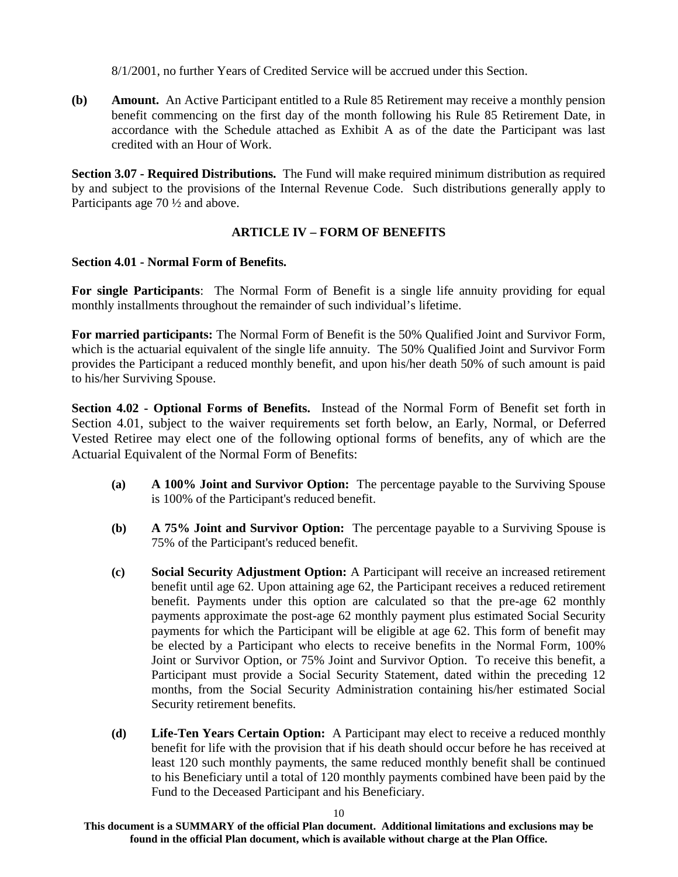8/1/2001, no further Years of Credited Service will be accrued under this Section.

**(b) Amount.** An Active Participant entitled to a Rule 85 Retirement may receive a monthly pension benefit commencing on the first day of the month following his Rule 85 Retirement Date, in accordance with the Schedule attached as Exhibit A as of the date the Participant was last credited with an Hour of Work.

**Section 3.07 - Required Distributions.** The Fund will make required minimum distribution as required by and subject to the provisions of the Internal Revenue Code. Such distributions generally apply to Participants age 70 ½ and above.

## ARTICLE IV – FORM OF BENEFITS

**Section 4.01 - Normal Form of Benefits.**

**For single Participants**: The Normal Form of Benefit is a single life annuity providing for equal monthly installments throughout the remainder of such individual's lifetime.

**For married participants:** The Normal Form of Benefit is the 50% Qualified Joint and Survivor Form, which is the actuarial equivalent of the single life annuity. The 50% Qualified Joint and Survivor Form provides the Participant a reduced monthly benefit, and upon his/her death 50% of such amount is paid to his/her Surviving Spouse.

**Section 4.02 - Optional Forms of Benefits.** Instead of the Normal Form of Benefit set forth in Section 4.01, subject to the waiver requirements set forth below, an Early, Normal, or Deferred Vested Retiree may elect one of the following optional forms of benefits, any of which are the Actuarial Equivalent of the Normal Form of Benefits:

**(a) A 100% Joint and Survivor Option:** The percentage payable to the Surviving Spouse is 100% of the Participant's reduced benefit.

**(b) A 75% Joint and Survivor Option:** The percentage payable to a Surviving Spouse is 75% of the Participant's reduced benefit.

**(c) Social Security Adjustment Option:** A Participant will receive an increased retirement benefit until age 62. Upon attaining age 62, the Participant receives a reduced retirement benefit. Payments under this option are calculated so that the pre-age 62 monthly payments approximate the post-age 62 monthly payment plus estimated Social Security payments for which the Participant will be eligible at age 62. This form of benefit may be elected by a Participant who elects to receive benefits in the Normal Form, 100% Joint or Survivor Option, or 75% Joint and Survivor Option. To receive this benefit, a Participant must provide a Social Security Statement, dated within the preceding 12 months, from the Social Security Administration containing his/her estimated Social Security retirement benefits.

**(d) Life-Ten Years Certain Option:** A Participant may elect to receive a reduced monthly benefit for life with the provision that if his death should occur before he has received at least 120 such monthly payments, the same reduced monthly benefit shall be continued to his Beneficiary until a total of 120 monthly payments combined have been paid by the Fund to the Deceased Participant and his Beneficiary.

**This document is a SUMMARY of the official Plan document. Additional limitations and exclusions may be found in the official Plan document, which is available without charge at the Plan Office.**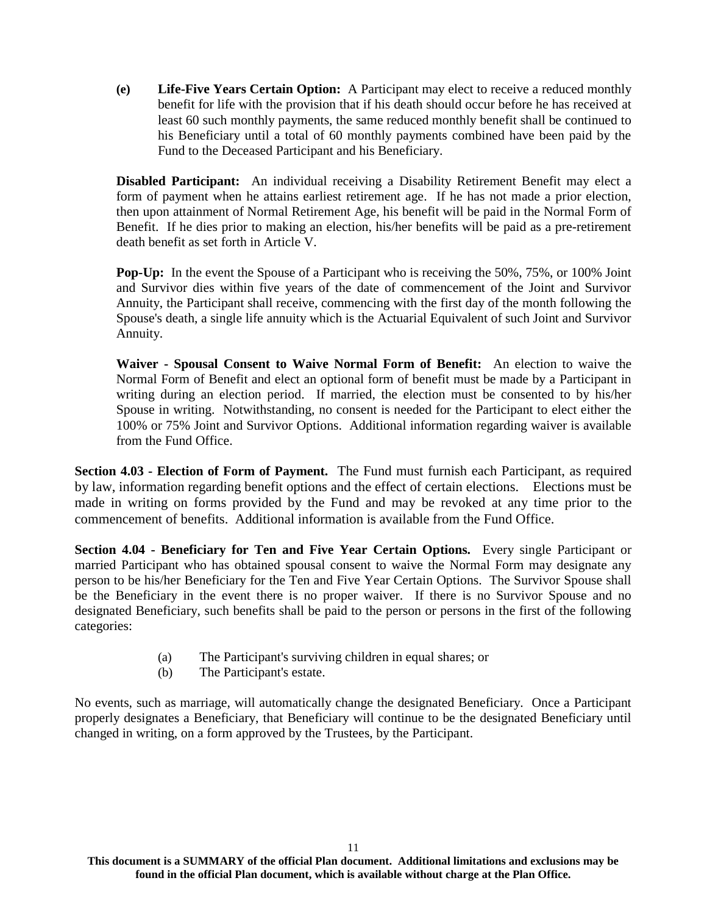**(e) Life-Five Years Certain Option:** A Participant may elect to receive a reduced monthly benefit for life with the provision that if his death should occur before he has received at least 60 such monthly payments, the same reduced monthly benefit shall be continued to his Beneficiary until a total of 60 monthly payments combined have been paid by the Fund to the Deceased Participant and his Beneficiary.

**Disabled Participant:** An individual receiving a Disability Retirement Benefit may elect a form of payment when he attains earliest retirement age. If he has not made a prior election, then upon attainment of Normal Retirement Age, his benefit will be paid in the Normal Form of Benefit. If he dies prior to making an election, his/her benefits will be paid as a pre-retirement death benefit as set forth in Article V.

**Pop-Up:** In the event the Spouse of a Participant who is receiving the 50%, 75%, or 100% Joint and Survivor dies within five years of the date of commencement of the Joint and Survivor Annuity, the Participant shall receive, commencing with the first day of the month following the Spouse's death, a single life annuity which is the Actuarial Equivalent of such Joint and Survivor Annuity.

**Waiver - Spousal Consent to Waive Normal Form of Benefit:** An election to waive the Normal Form of Benefit and elect an optional form of benefit must be made by a Participant in writing during an election period. If married, the election must be consented to by his/her Spouse in writing. Notwithstanding, no consent is needed for the Participant to elect either the 100% or 75% Joint and Survivor Options. Additional information regarding waiver is available from the Fund Office.

**Section 4.03 - Election of Form of Payment.** The Fund must furnish each Participant, as required by law, information regarding benefit options and the effect of certain elections. Elections must be made in writing on forms provided by the Fund and may be revoked at any time prior to the commencement of benefits. Additional information is available from the Fund Office.

**Section 4.04 - Beneficiary for Ten and Five Year Certain Options.** Every single Participant or married Participant who has obtained spousal consent to waive the Normal Form may designate any person to be his/her Beneficiary for the Ten and Five Year Certain Options. The Survivor Spouse shall be the Beneficiary in the event there is no proper waiver. If there is no Survivor Spouse and no designated Beneficiary, such benefits shall be paid to the person or persons in the first of the following categories:

(a) The Participant's surviving children in equal shares; or
(b) The Participant's estate.

No events, such as marriage, will automatically change the designated Beneficiary. Once a Participant properly designates a Beneficiary, that Beneficiary will continue to be the designated Beneficiary until changed in writing, on a form approved by the Trustees, by the Participant.

**This document is a SUMMARY of the official Plan document. Additional limitations and exclusions may be found in the official Plan document, which is available without charge at the Plan Office.**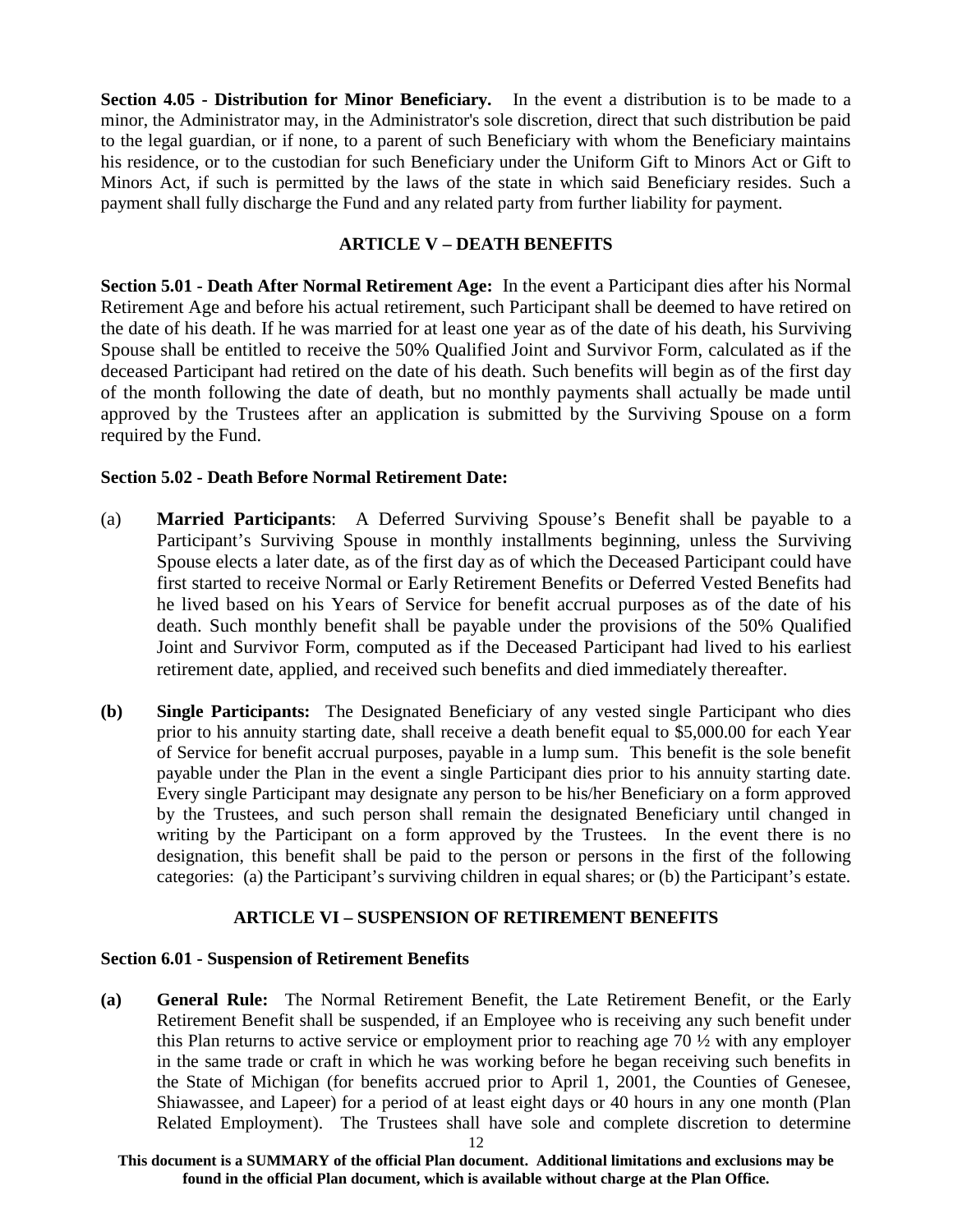**Section 4.05 - Distribution for Minor Beneficiary.** In the event a distribution is to be made to a minor, the Administrator may, in the Administrator's sole discretion, direct that such distribution be paid to the legal guardian, or if none, to a parent of such Beneficiary with whom the Beneficiary maintains his residence, or to the custodian for such Beneficiary under the Uniform Gift to Minors Act or Gift to Minors Act, if such is permitted by the laws of the state in which said Beneficiary resides. Such a payment shall fully discharge the Fund and any related party from further liability for payment.

## ARTICLE V – DEATH BENEFITS

**Section 5.01 - Death After Normal Retirement Age:** In the event a Participant dies after his Normal Retirement Age and before his actual retirement, such Participant shall be deemed to have retired on the date of his death. If he was married for at least one year as of the date of his death, his Surviving Spouse shall be entitled to receive the 50% Qualified Joint and Survivor Form, calculated as if the deceased Participant had retired on the date of his death. Such benefits will begin as of the first day of the month following the date of death, but no monthly payments shall actually be made until approved by the Trustees after an application is submitted by the Surviving Spouse on a form required by the Fund.

**Section 5.02 - Death Before Normal Retirement Date:**

(a) **Married Participants**: A Deferred Surviving Spouse's Benefit shall be payable to a Participant's Surviving Spouse in monthly installments beginning, unless the Surviving Spouse elects a later date, as of the first day as of which the Deceased Participant could have first started to receive Normal or Early Retirement Benefits or Deferred Vested Benefits had he lived based on his Years of Service for benefit accrual purposes as of the date of his death. Such monthly benefit shall be payable under the provisions of the 50% Qualified Joint and Survivor Form, computed as if the Deceased Participant had lived to his earliest retirement date, applied, and received such benefits and died immediately thereafter.

**(b)** **Single Participants:** The Designated Beneficiary of any vested single Participant who dies prior to his annuity starting date, shall receive a death benefit equal to $5,000.00 for each Year of Service for benefit accrual purposes, payable in a lump sum. This benefit is the sole benefit payable under the Plan in the event a single Participant dies prior to his annuity starting date. Every single Participant may designate any person to be his/her Beneficiary on a form approved by the Trustees, and such person shall remain the designated Beneficiary until changed in writing by the Participant on a form approved by the Trustees. In the event there is no designation, this benefit shall be paid to the person or persons in the first of the following categories: (a) the Participant's surviving children in equal shares; or (b) the Participant's estate.

## ARTICLE VI – SUSPENSION OF RETIREMENT BENEFITS

**Section 6.01 - Suspension of Retirement Benefits**

**(a)** **General Rule:** The Normal Retirement Benefit, the Late Retirement Benefit, or the Early Retirement Benefit shall be suspended, if an Employee who is receiving any such benefit under this Plan returns to active service or employment prior to reaching age 70 ½ with any employer in the same trade or craft in which he was working before he began receiving such benefits in the State of Michigan (for benefits accrued prior to April 1, 2001, the Counties of Genesee, Shiawassee, and Lapeer) for a period of at least eight days or 40 hours in any one month (Plan Related Employment). The Trustees shall have sole and complete discretion to determine

**This document is a SUMMARY of the official Plan document. Additional limitations and exclusions may be found in the official Plan document, which is available without charge at the Plan Office.**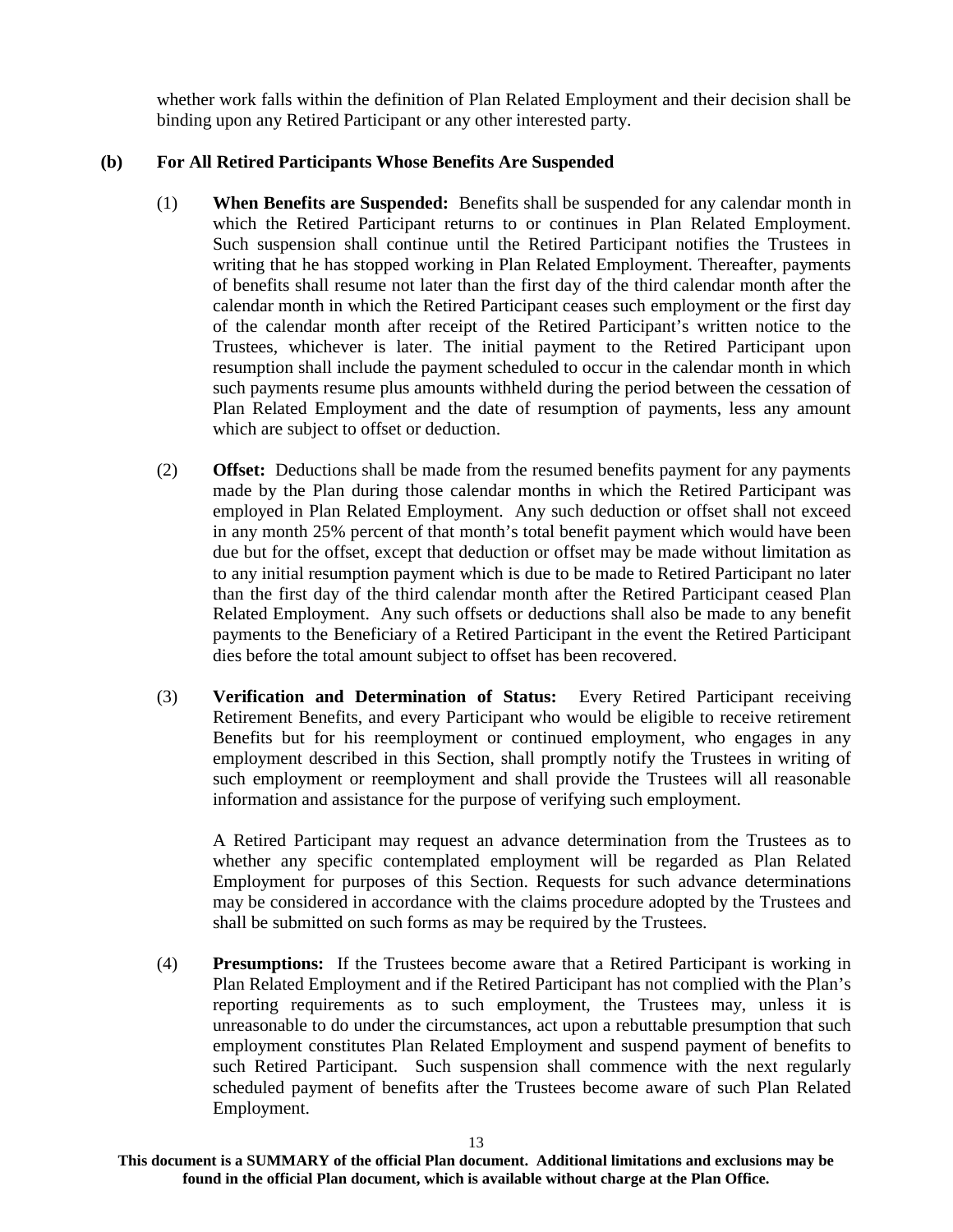whether work falls within the definition of Plan Related Employment and their decision shall be binding upon any Retired Participant or any other interested party.

**(b) For All Retired Participants Whose Benefits Are Suspended**

(1) **When Benefits are Suspended:** Benefits shall be suspended for any calendar month in which the Retired Participant returns to or continues in Plan Related Employment. Such suspension shall continue until the Retired Participant notifies the Trustees in writing that he has stopped working in Plan Related Employment. Thereafter, payments of benefits shall resume not later than the first day of the third calendar month after the calendar month in which the Retired Participant ceases such employment or the first day of the calendar month after receipt of the Retired Participant's written notice to the Trustees, whichever is later. The initial payment to the Retired Participant upon resumption shall include the payment scheduled to occur in the calendar month in which such payments resume plus amounts withheld during the period between the cessation of Plan Related Employment and the date of resumption of payments, less any amount which are subject to offset or deduction.

(2) **Offset:** Deductions shall be made from the resumed benefits payment for any payments made by the Plan during those calendar months in which the Retired Participant was employed in Plan Related Employment. Any such deduction or offset shall not exceed in any month 25% percent of that month's total benefit payment which would have been due but for the offset, except that deduction or offset may be made without limitation as to any initial resumption payment which is due to be made to Retired Participant no later than the first day of the third calendar month after the Retired Participant ceased Plan Related Employment. Any such offsets or deductions shall also be made to any benefit payments to the Beneficiary of a Retired Participant in the event the Retired Participant dies before the total amount subject to offset has been recovered.

(3) **Verification and Determination of Status:** Every Retired Participant receiving Retirement Benefits, and every Participant who would be eligible to receive retirement Benefits but for his reemployment or continued employment, who engages in any employment described in this Section, shall promptly notify the Trustees in writing of such employment or reemployment and shall provide the Trustees will all reasonable information and assistance for the purpose of verifying such employment.

A Retired Participant may request an advance determination from the Trustees as to whether any specific contemplated employment will be regarded as Plan Related Employment for purposes of this Section. Requests for such advance determinations may be considered in accordance with the claims procedure adopted by the Trustees and shall be submitted on such forms as may be required by the Trustees.

(4) **Presumptions:** If the Trustees become aware that a Retired Participant is working in Plan Related Employment and if the Retired Participant has not complied with the Plan's reporting requirements as to such employment, the Trustees may, unless it is unreasonable to do under the circumstances, act upon a rebuttable presumption that such employment constitutes Plan Related Employment and suspend payment of benefits to such Retired Participant. Such suspension shall commence with the next regularly scheduled payment of benefits after the Trustees become aware of such Plan Related Employment.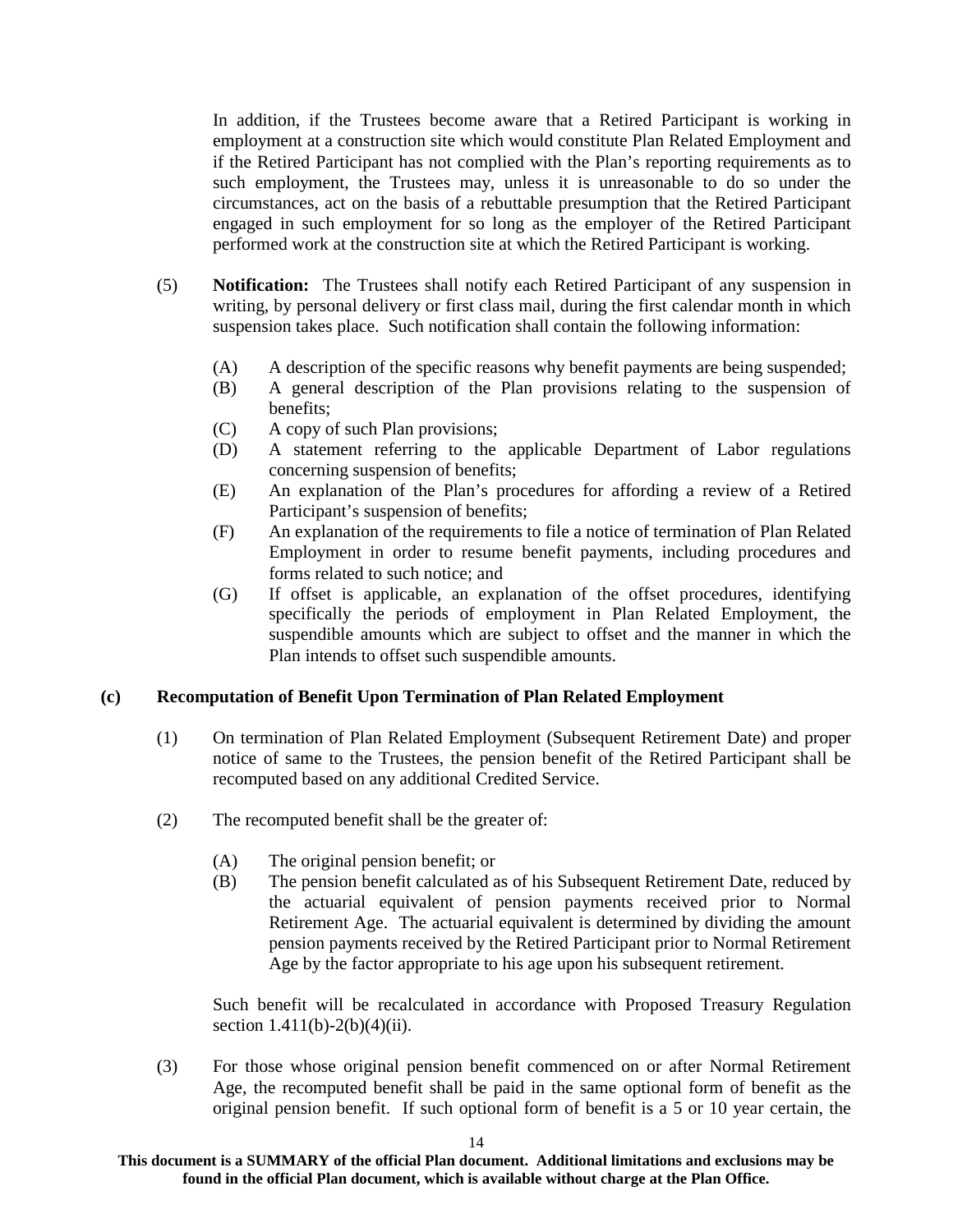In addition, if the Trustees become aware that a Retired Participant is working in employment at a construction site which would constitute Plan Related Employment and if the Retired Participant has not complied with the Plan's reporting requirements as to such employment, the Trustees may, unless it is unreasonable to do so under the circumstances, act on the basis of a rebuttable presumption that the Retired Participant engaged in such employment for so long as the employer of the Retired Participant performed work at the construction site at which the Retired Participant is working.

(5) **Notification:** The Trustees shall notify each Retired Participant of any suspension in writing, by personal delivery or first class mail, during the first calendar month in which suspension takes place. Such notification shall contain the following information:

(A) A description of the specific reasons why benefit payments are being suspended;
(B) A general description of the Plan provisions relating to the suspension of benefits;
(C) A copy of such Plan provisions;
(D) A statement referring to the applicable Department of Labor regulations concerning suspension of benefits;
(E) An explanation of the Plan's procedures for affording a review of a Retired Participant's suspension of benefits;
(F) An explanation of the requirements to file a notice of termination of Plan Related Employment in order to resume benefit payments, including procedures and forms related to such notice; and
(G) If offset is applicable, an explanation of the offset procedures, identifying specifically the periods of employment in Plan Related Employment, the suspendible amounts which are subject to offset and the manner in which the Plan intends to offset such suspendible amounts.

**(c) Recomputation of Benefit Upon Termination of Plan Related Employment**

(1) On termination of Plan Related Employment (Subsequent Retirement Date) and proper notice of same to the Trustees, the pension benefit of the Retired Participant shall be recomputed based on any additional Credited Service.

(2) The recomputed benefit shall be the greater of:

(A) The original pension benefit; or
(B) The pension benefit calculated as of his Subsequent Retirement Date, reduced by the actuarial equivalent of pension payments received prior to Normal Retirement Age. The actuarial equivalent is determined by dividing the amount pension payments received by the Retired Participant prior to Normal Retirement Age by the factor appropriate to his age upon his subsequent retirement.

Such benefit will be recalculated in accordance with Proposed Treasury Regulation section 1.411(b)-2(b)(4)(ii).

(3) For those whose original pension benefit commenced on or after Normal Retirement Age, the recomputed benefit shall be paid in the same optional form of benefit as the original pension benefit. If such optional form of benefit is a 5 or 10 year certain, the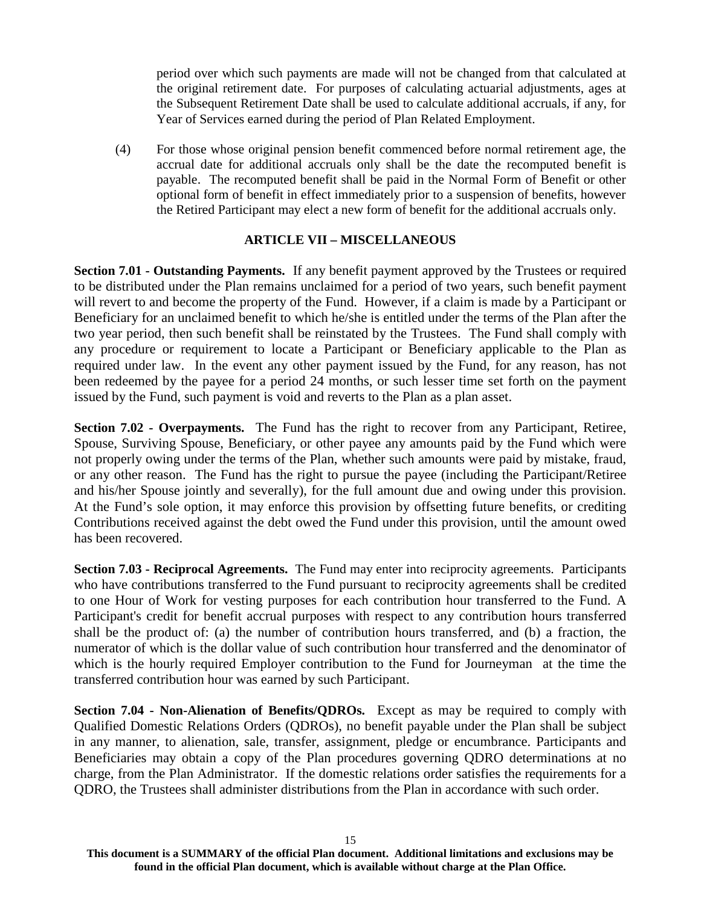period over which such payments are made will not be changed from that calculated at the original retirement date. For purposes of calculating actuarial adjustments, ages at the Subsequent Retirement Date shall be used to calculate additional accruals, if any, for Year of Services earned during the period of Plan Related Employment.

(4) For those whose original pension benefit commenced before normal retirement age, the accrual date for additional accruals only shall be the date the recomputed benefit is payable. The recomputed benefit shall be paid in the Normal Form of Benefit or other optional form of benefit in effect immediately prior to a suspension of benefits, however the Retired Participant may elect a new form of benefit for the additional accruals only.

## ARTICLE VII – MISCELLANEOUS

**Section 7.01 - Outstanding Payments.** If any benefit payment approved by the Trustees or required to be distributed under the Plan remains unclaimed for a period of two years, such benefit payment will revert to and become the property of the Fund. However, if a claim is made by a Participant or Beneficiary for an unclaimed benefit to which he/she is entitled under the terms of the Plan after the two year period, then such benefit shall be reinstated by the Trustees. The Fund shall comply with any procedure or requirement to locate a Participant or Beneficiary applicable to the Plan as required under law. In the event any other payment issued by the Fund, for any reason, has not been redeemed by the payee for a period 24 months, or such lesser time set forth on the payment issued by the Fund, such payment is void and reverts to the Plan as a plan asset.

**Section 7.02 - Overpayments.** The Fund has the right to recover from any Participant, Retiree, Spouse, Surviving Spouse, Beneficiary, or other payee any amounts paid by the Fund which were not properly owing under the terms of the Plan, whether such amounts were paid by mistake, fraud, or any other reason. The Fund has the right to pursue the payee (including the Participant/Retiree and his/her Spouse jointly and severally), for the full amount due and owing under this provision. At the Fund's sole option, it may enforce this provision by offsetting future benefits, or crediting Contributions received against the debt owed the Fund under this provision, until the amount owed has been recovered.

**Section 7.03 - Reciprocal Agreements.** The Fund may enter into reciprocity agreements. Participants who have contributions transferred to the Fund pursuant to reciprocity agreements shall be credited to one Hour of Work for vesting purposes for each contribution hour transferred to the Fund. A Participant's credit for benefit accrual purposes with respect to any contribution hours transferred shall be the product of: (a) the number of contribution hours transferred, and (b) a fraction, the numerator of which is the dollar value of such contribution hour transferred and the denominator of which is the hourly required Employer contribution to the Fund for Journeyman at the time the transferred contribution hour was earned by such Participant.

**Section 7.04 - Non-Alienation of Benefits/QDROs.** Except as may be required to comply with Qualified Domestic Relations Orders (QDROs), no benefit payable under the Plan shall be subject in any manner, to alienation, sale, transfer, assignment, pledge or encumbrance. Participants and Beneficiaries may obtain a copy of the Plan procedures governing QDRO determinations at no charge, from the Plan Administrator. If the domestic relations order satisfies the requirements for a QDRO, the Trustees shall administer distributions from the Plan in accordance with such order.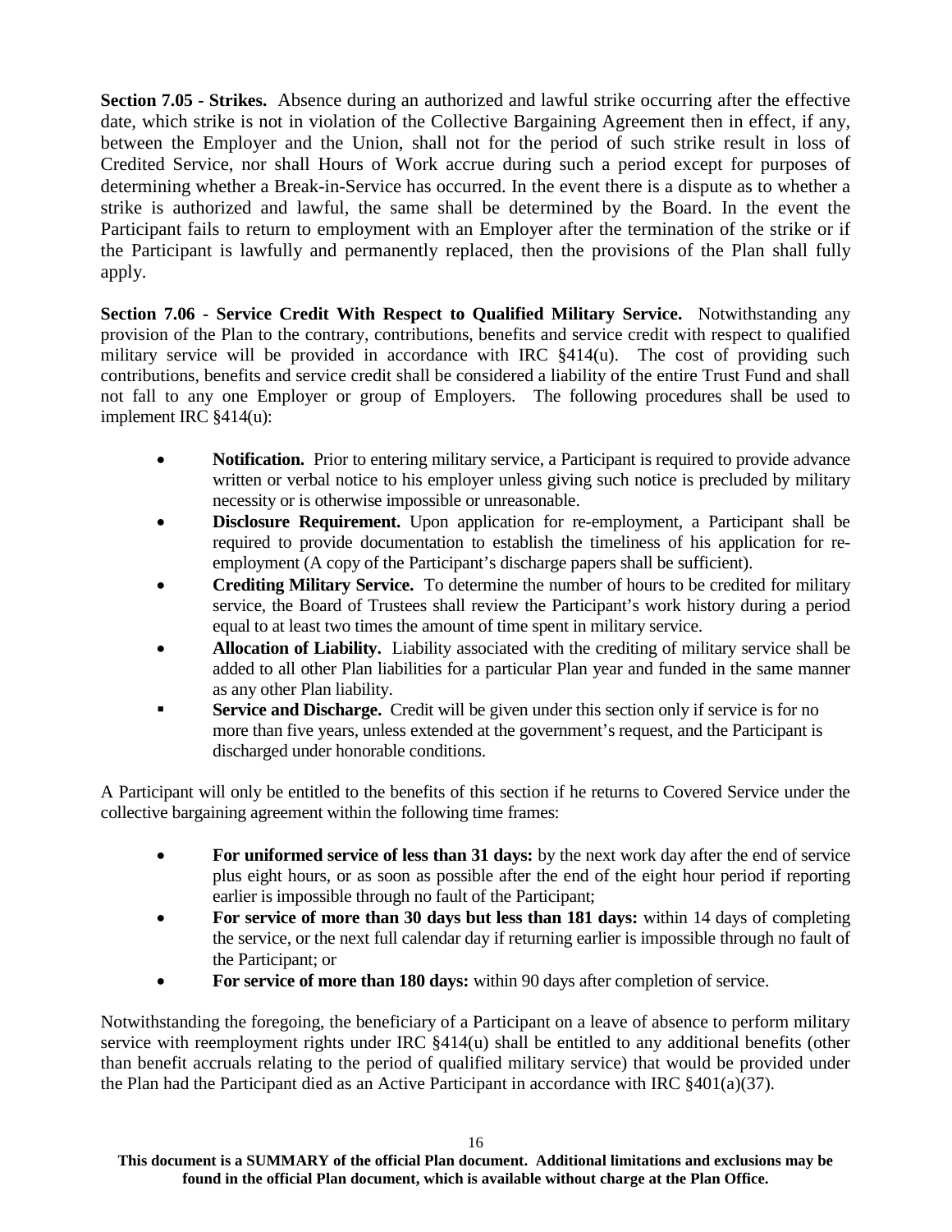**Section 7.05 - Strikes.** Absence during an authorized and lawful strike occurring after the effective date, which strike is not in violation of the Collective Bargaining Agreement then in effect, if any, between the Employer and the Union, shall not for the period of such strike result in loss of Credited Service, nor shall Hours of Work accrue during such a period except for purposes of determining whether a Break-in-Service has occurred. In the event there is a dispute as to whether a strike is authorized and lawful, the same shall be determined by the Board. In the event the Participant fails to return to employment with an Employer after the termination of the strike or if the Participant is lawfully and permanently replaced, then the provisions of the Plan shall fully apply.

**Section 7.06 - Service Credit With Respect to Qualified Military Service.** Notwithstanding any provision of the Plan to the contrary, contributions, benefits and service credit with respect to qualified military service will be provided in accordance with IRC §414(u). The cost of providing such contributions, benefits and service credit shall be considered a liability of the entire Trust Fund and shall not fall to any one Employer or group of Employers. The following procedures shall be used to implement IRC §414(u):

- **Notification.** Prior to entering military service, a Participant is required to provide advance written or verbal notice to his employer unless giving such notice is precluded by military necessity or is otherwise impossible or unreasonable.
- **Disclosure Requirement.** Upon application for re-employment, a Participant shall be required to provide documentation to establish the timeliness of his application for re-employment (A copy of the Participant's discharge papers shall be sufficient).
- **Crediting Military Service.** To determine the number of hours to be credited for military service, the Board of Trustees shall review the Participant's work history during a period equal to at least two times the amount of time spent in military service.
- **Allocation of Liability.** Liability associated with the crediting of military service shall be added to all other Plan liabilities for a particular Plan year and funded in the same manner as any other Plan liability.
- **Service and Discharge.** Credit will be given under this section only if service is for no more than five years, unless extended at the government's request, and the Participant is discharged under honorable conditions.

A Participant will only be entitled to the benefits of this section if he returns to Covered Service under the collective bargaining agreement within the following time frames:

- **For uniformed service of less than 31 days:** by the next work day after the end of service plus eight hours, or as soon as possible after the end of the eight hour period if reporting earlier is impossible through no fault of the Participant;
- **For service of more than 30 days but less than 181 days:** within 14 days of completing the service, or the next full calendar day if returning earlier is impossible through no fault of the Participant; or
- **For service of more than 180 days:** within 90 days after completion of service.

Notwithstanding the foregoing, the beneficiary of a Participant on a leave of absence to perform military service with reemployment rights under IRC §414(u) shall be entitled to any additional benefits (other than benefit accruals relating to the period of qualified military service) that would be provided under the Plan had the Participant died as an Active Participant in accordance with IRC §401(a)(37).

**This document is a SUMMARY of the official Plan document. Additional limitations and exclusions may be found in the official Plan document, which is available without charge at the Plan Office.**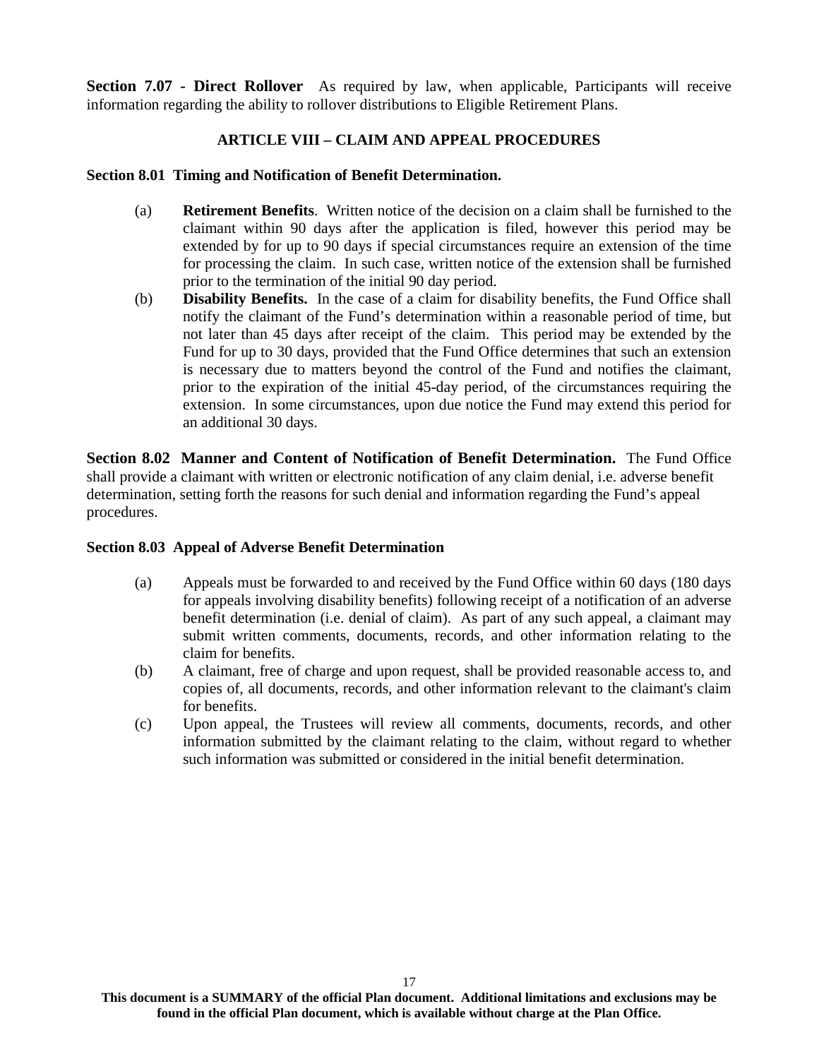**Section 7.07 - Direct Rollover** As required by law, when applicable, Participants will receive information regarding the ability to rollover distributions to Eligible Retirement Plans.

## ARTICLE VIII – CLAIM AND APPEAL PROCEDURES

**Section 8.01 Timing and Notification of Benefit Determination.**

(a) **Retirement Benefits**. Written notice of the decision on a claim shall be furnished to the claimant within 90 days after the application is filed, however this period may be extended by for up to 90 days if special circumstances require an extension of the time for processing the claim. In such case, written notice of the extension shall be furnished prior to the termination of the initial 90 day period.

(b) **Disability Benefits.** In the case of a claim for disability benefits, the Fund Office shall notify the claimant of the Fund's determination within a reasonable period of time, but not later than 45 days after receipt of the claim. This period may be extended by the Fund for up to 30 days, provided that the Fund Office determines that such an extension is necessary due to matters beyond the control of the Fund and notifies the claimant, prior to the expiration of the initial 45-day period, of the circumstances requiring the extension. In some circumstances, upon due notice the Fund may extend this period for an additional 30 days.

**Section 8.02 Manner and Content of Notification of Benefit Determination.** The Fund Office shall provide a claimant with written or electronic notification of any claim denial, i.e. adverse benefit determination, setting forth the reasons for such denial and information regarding the Fund's appeal procedures.

**Section 8.03 Appeal of Adverse Benefit Determination**

(a) Appeals must be forwarded to and received by the Fund Office within 60 days (180 days for appeals involving disability benefits) following receipt of a notification of an adverse benefit determination (i.e. denial of claim). As part of any such appeal, a claimant may submit written comments, documents, records, and other information relating to the claim for benefits.

(b) A claimant, free of charge and upon request, shall be provided reasonable access to, and copies of, all documents, records, and other information relevant to the claimant's claim for benefits.

(c) Upon appeal, the Trustees will review all comments, documents, records, and other information submitted by the claimant relating to the claim, without regard to whether such information was submitted or considered in the initial benefit determination.

**This document is a SUMMARY of the official Plan document. Additional limitations and exclusions may be found in the official Plan document, which is available without charge at the Plan Office.**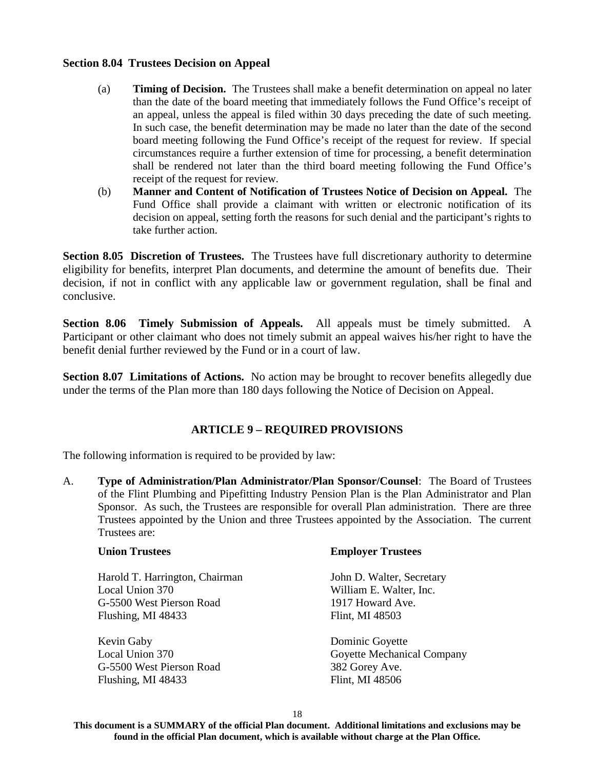**Section 8.04 Trustees Decision on Appeal**

(a) **Timing of Decision.** The Trustees shall make a benefit determination on appeal no later than the date of the board meeting that immediately follows the Fund Office's receipt of an appeal, unless the appeal is filed within 30 days preceding the date of such meeting. In such case, the benefit determination may be made no later than the date of the second board meeting following the Fund Office's receipt of the request for review. If special circumstances require a further extension of time for processing, a benefit determination shall be rendered not later than the third board meeting following the Fund Office's receipt of the request for review.

(b) **Manner and Content of Notification of Trustees Notice of Decision on Appeal.** The Fund Office shall provide a claimant with written or electronic notification of its decision on appeal, setting forth the reasons for such denial and the participant's rights to take further action.

**Section 8.05 Discretion of Trustees.** The Trustees have full discretionary authority to determine eligibility for benefits, interpret Plan documents, and determine the amount of benefits due. Their decision, if not in conflict with any applicable law or government regulation, shall be final and conclusive.

**Section 8.06 Timely Submission of Appeals.** All appeals must be timely submitted. A Participant or other claimant who does not timely submit an appeal waives his/her right to have the benefit denial further reviewed by the Fund or in a court of law.

**Section 8.07 Limitations of Actions.** No action may be brought to recover benefits allegedly due under the terms of the Plan more than 180 days following the Notice of Decision on Appeal.

## ARTICLE 9 – REQUIRED PROVISIONS

The following information is required to be provided by law:

A. **Type of Administration/Plan Administrator/Plan Sponsor/Counsel**: The Board of Trustees of the Flint Plumbing and Pipefitting Industry Pension Plan is the Plan Administrator and Plan Sponsor. As such, the Trustees are responsible for overall Plan administration. There are three Trustees appointed by the Union and three Trustees appointed by the Association. The current Trustees are:

**Union Trustees**

Harold T. Harrington, Chairman
Local Union 370
G-5500 West Pierson Road
Flushing, MI 48433

Kevin Gaby
Local Union 370
G-5500 West Pierson Road
Flushing, MI 48433

**Employer Trustees**

John D. Walter, Secretary
William E. Walter, Inc.
1917 Howard Ave.
Flint, MI 48503

Dominic Goyette
Goyette Mechanical Company
382 Gorey Ave.
Flint, MI 48506

**This document is a SUMMARY of the official Plan document. Additional limitations and exclusions may be found in the official Plan document, which is available without charge at the Plan Office.**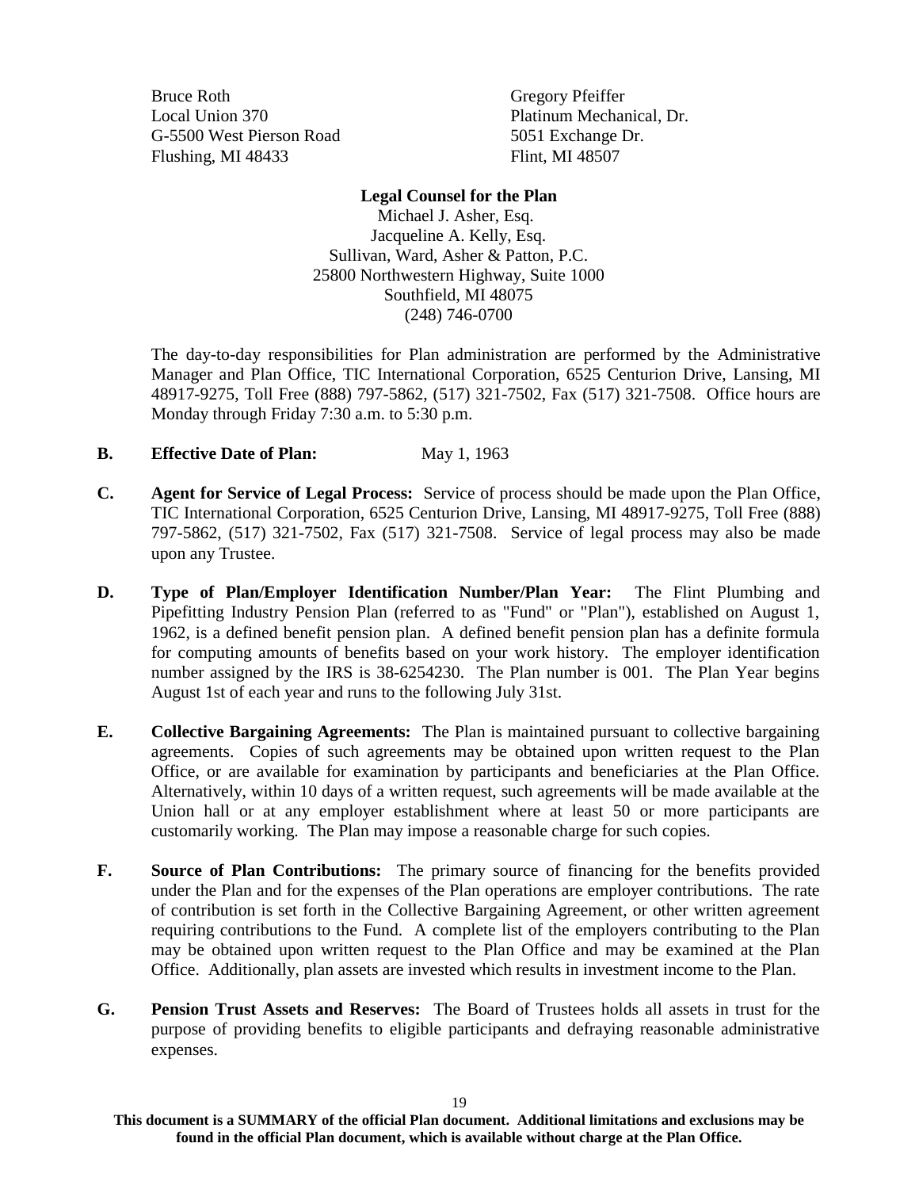Bruce Roth
Local Union 370
G-5500 West Pierson Road
Flushing, MI 48433

Gregory Pfeiffer
Platinum Mechanical, Dr.
5051 Exchange Dr.
Flint, MI 48507

**Legal Counsel for the Plan**
Michael J. Asher, Esq.
Jacqueline A. Kelly, Esq.
Sullivan, Ward, Asher & Patton, P.C.
25800 Northwestern Highway, Suite 1000
Southfield, MI 48075
(248) 746-0700

The day-to-day responsibilities for Plan administration are performed by the Administrative Manager and Plan Office, TIC International Corporation, 6525 Centurion Drive, Lansing, MI 48917-9275, Toll Free (888) 797-5862, (517) 321-7502, Fax (517) 321-7508. Office hours are Monday through Friday 7:30 a.m. to 5:30 p.m.

**B. Effective Date of Plan:** May 1, 1963

**C. Agent for Service of Legal Process:** Service of process should be made upon the Plan Office, TIC International Corporation, 6525 Centurion Drive, Lansing, MI 48917-9275, Toll Free (888) 797-5862, (517) 321-7502, Fax (517) 321-7508. Service of legal process may also be made upon any Trustee.

**D. Type of Plan/Employer Identification Number/Plan Year:** The Flint Plumbing and Pipefitting Industry Pension Plan (referred to as "Fund" or "Plan"), established on August 1, 1962, is a defined benefit pension plan. A defined benefit pension plan has a definite formula for computing amounts of benefits based on your work history. The employer identification number assigned by the IRS is 38-6254230. The Plan number is 001. The Plan Year begins August 1st of each year and runs to the following July 31st.

**E. Collective Bargaining Agreements:** The Plan is maintained pursuant to collective bargaining agreements. Copies of such agreements may be obtained upon written request to the Plan Office, or are available for examination by participants and beneficiaries at the Plan Office. Alternatively, within 10 days of a written request, such agreements will be made available at the Union hall or at any employer establishment where at least 50 or more participants are customarily working. The Plan may impose a reasonable charge for such copies.

**F. Source of Plan Contributions:** The primary source of financing for the benefits provided under the Plan and for the expenses of the Plan operations are employer contributions. The rate of contribution is set forth in the Collective Bargaining Agreement, or other written agreement requiring contributions to the Fund. A complete list of the employers contributing to the Plan may be obtained upon written request to the Plan Office and may be examined at the Plan Office. Additionally, plan assets are invested which results in investment income to the Plan.

**G. Pension Trust Assets and Reserves:** The Board of Trustees holds all assets in trust for the purpose of providing benefits to eligible participants and defraying reasonable administrative expenses.

**This document is a SUMMARY of the official Plan document. Additional limitations and exclusions may be found in the official Plan document, which is available without charge at the Plan Office.**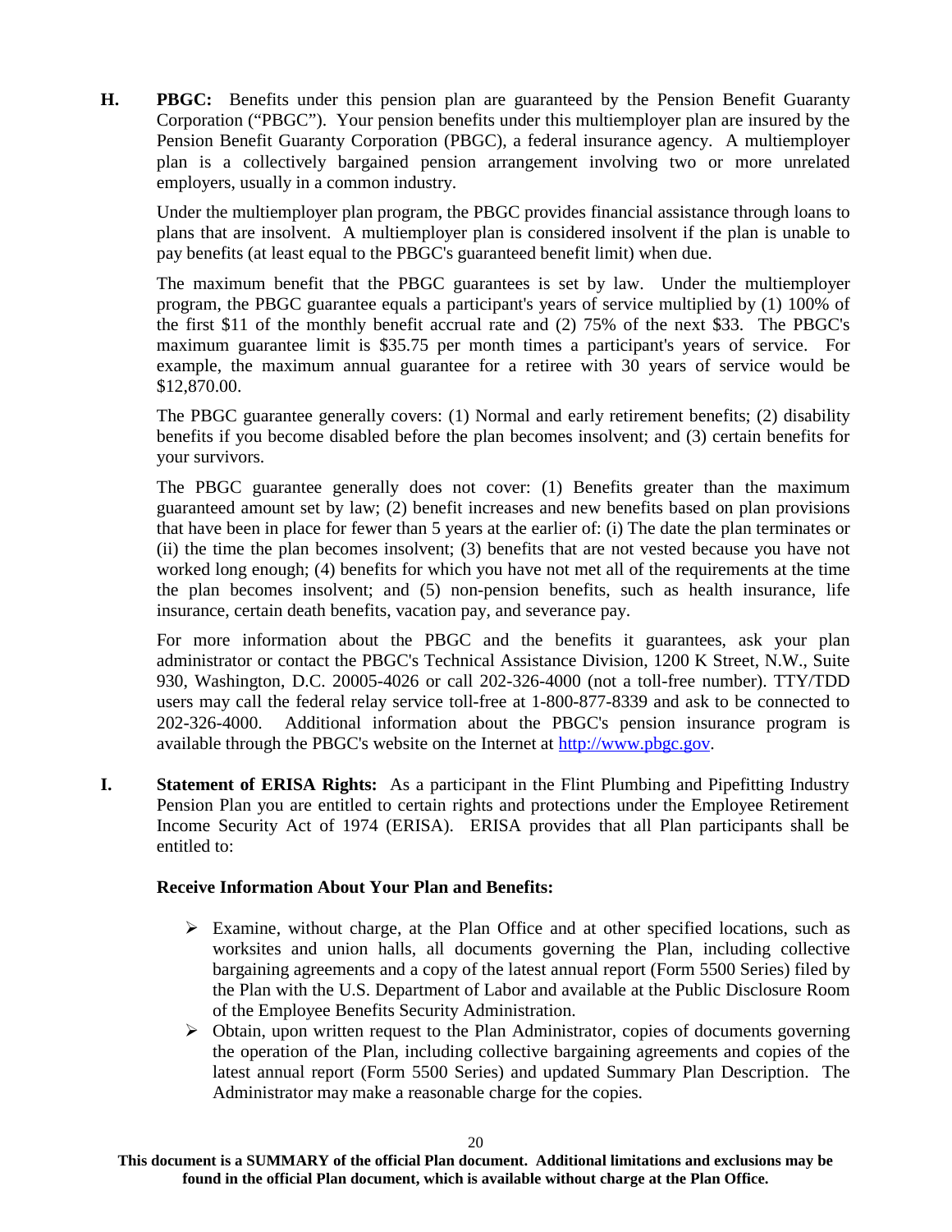**H. PBGC:** Benefits under this pension plan are guaranteed by the Pension Benefit Guaranty Corporation ("PBGC"). Your pension benefits under this multiemployer plan are insured by the Pension Benefit Guaranty Corporation (PBGC), a federal insurance agency. A multiemployer plan is a collectively bargained pension arrangement involving two or more unrelated employers, usually in a common industry.

Under the multiemployer plan program, the PBGC provides financial assistance through loans to plans that are insolvent. A multiemployer plan is considered insolvent if the plan is unable to pay benefits (at least equal to the PBGC's guaranteed benefit limit) when due.

The maximum benefit that the PBGC guarantees is set by law. Under the multiemployer program, the PBGC guarantee equals a participant's years of service multiplied by (1) 100% of the first $11 of the monthly benefit accrual rate and (2) 75% of the next $33. The PBGC's maximum guarantee limit is $35.75 per month times a participant's years of service. For example, the maximum annual guarantee for a retiree with 30 years of service would be $12,870.00.

The PBGC guarantee generally covers: (1) Normal and early retirement benefits; (2) disability benefits if you become disabled before the plan becomes insolvent; and (3) certain benefits for your survivors.

The PBGC guarantee generally does not cover: (1) Benefits greater than the maximum guaranteed amount set by law; (2) benefit increases and new benefits based on plan provisions that have been in place for fewer than 5 years at the earlier of: (i) The date the plan terminates or (ii) the time the plan becomes insolvent; (3) benefits that are not vested because you have not worked long enough; (4) benefits for which you have not met all of the requirements at the time the plan becomes insolvent; and (5) non-pension benefits, such as health insurance, life insurance, certain death benefits, vacation pay, and severance pay.

For more information about the PBGC and the benefits it guarantees, ask your plan administrator or contact the PBGC's Technical Assistance Division, 1200 K Street, N.W., Suite 930, Washington, D.C. 20005-4026 or call 202-326-4000 (not a toll-free number). TTY/TDD users may call the federal relay service toll-free at 1-800-877-8339 and ask to be connected to 202-326-4000. Additional information about the PBGC's pension insurance program is available through the PBGC's website on the Internet at http://www.pbgc.gov.

**I. Statement of ERISA Rights:** As a participant in the Flint Plumbing and Pipefitting Industry Pension Plan you are entitled to certain rights and protections under the Employee Retirement Income Security Act of 1974 (ERISA). ERISA provides that all Plan participants shall be entitled to:

**Receive Information About Your Plan and Benefits:**

- Examine, without charge, at the Plan Office and at other specified locations, such as worksites and union halls, all documents governing the Plan, including collective bargaining agreements and a copy of the latest annual report (Form 5500 Series) filed by the Plan with the U.S. Department of Labor and available at the Public Disclosure Room of the Employee Benefits Security Administration.
- Obtain, upon written request to the Plan Administrator, copies of documents governing the operation of the Plan, including collective bargaining agreements and copies of the latest annual report (Form 5500 Series) and updated Summary Plan Description. The Administrator may make a reasonable charge for the copies.

**This document is a SUMMARY of the official Plan document. Additional limitations and exclusions may be found in the official Plan document, which is available without charge at the Plan Office.**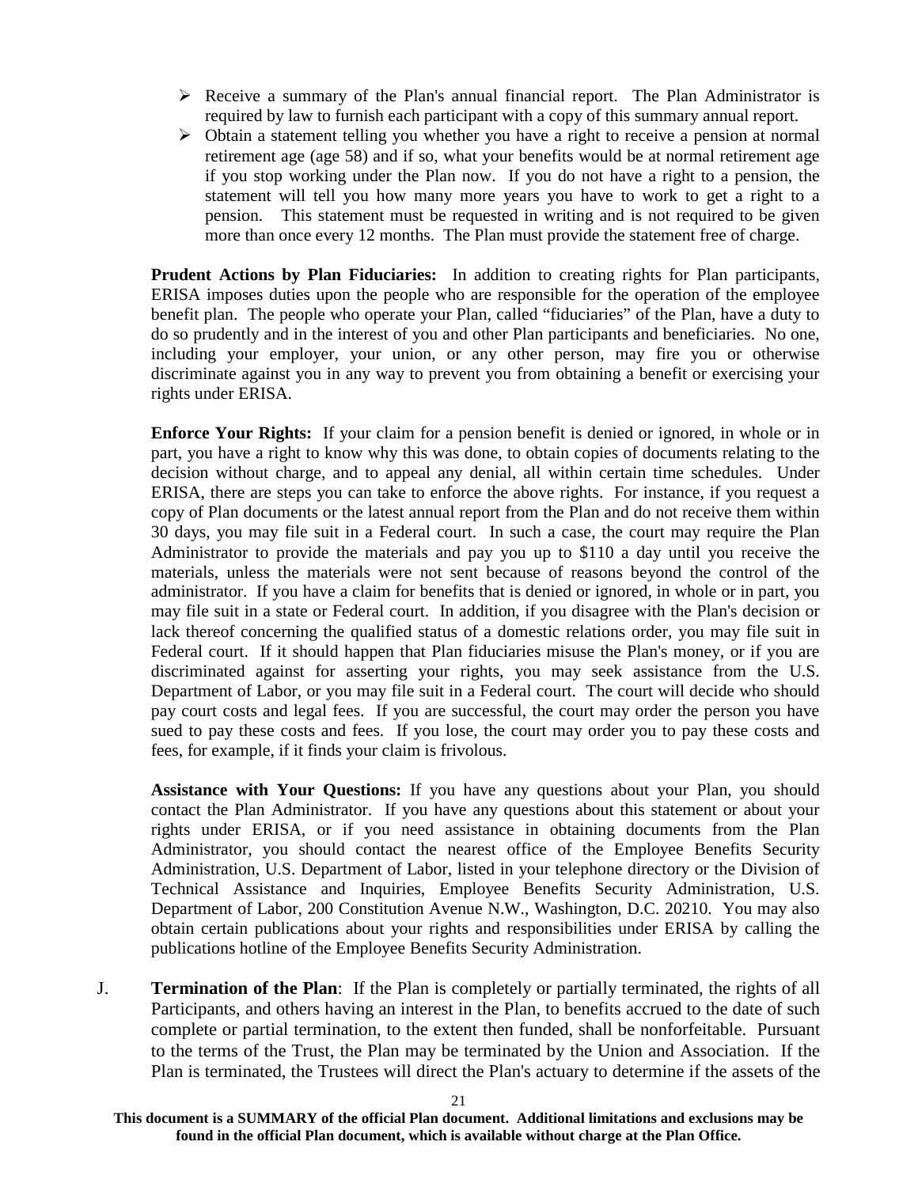- Receive a summary of the Plan's annual financial report. The Plan Administrator is required by law to furnish each participant with a copy of this summary annual report.
- Obtain a statement telling you whether you have a right to receive a pension at normal retirement age (age 58) and if so, what your benefits would be at normal retirement age if you stop working under the Plan now. If you do not have a right to a pension, the statement will tell you how many more years you have to work to get a right to a pension. This statement must be requested in writing and is not required to be given more than once every 12 months. The Plan must provide the statement free of charge.

**Prudent Actions by Plan Fiduciaries:** In addition to creating rights for Plan participants, ERISA imposes duties upon the people who are responsible for the operation of the employee benefit plan. The people who operate your Plan, called "fiduciaries" of the Plan, have a duty to do so prudently and in the interest of you and other Plan participants and beneficiaries. No one, including your employer, your union, or any other person, may fire you or otherwise discriminate against you in any way to prevent you from obtaining a benefit or exercising your rights under ERISA.

**Enforce Your Rights:** If your claim for a pension benefit is denied or ignored, in whole or in part, you have a right to know why this was done, to obtain copies of documents relating to the decision without charge, and to appeal any denial, all within certain time schedules. Under ERISA, there are steps you can take to enforce the above rights. For instance, if you request a copy of Plan documents or the latest annual report from the Plan and do not receive them within 30 days, you may file suit in a Federal court. In such a case, the court may require the Plan Administrator to provide the materials and pay you up to $110 a day until you receive the materials, unless the materials were not sent because of reasons beyond the control of the administrator. If you have a claim for benefits that is denied or ignored, in whole or in part, you may file suit in a state or Federal court. In addition, if you disagree with the Plan's decision or lack thereof concerning the qualified status of a domestic relations order, you may file suit in Federal court. If it should happen that Plan fiduciaries misuse the Plan's money, or if you are discriminated against for asserting your rights, you may seek assistance from the U.S. Department of Labor, or you may file suit in a Federal court. The court will decide who should pay court costs and legal fees. If you are successful, the court may order the person you have sued to pay these costs and fees. If you lose, the court may order you to pay these costs and fees, for example, if it finds your claim is frivolous.

**Assistance with Your Questions:** If you have any questions about your Plan, you should contact the Plan Administrator. If you have any questions about this statement or about your rights under ERISA, or if you need assistance in obtaining documents from the Plan Administrator, you should contact the nearest office of the Employee Benefits Security Administration, U.S. Department of Labor, listed in your telephone directory or the Division of Technical Assistance and Inquiries, Employee Benefits Security Administration, U.S. Department of Labor, 200 Constitution Avenue N.W., Washington, D.C. 20210. You may also obtain certain publications about your rights and responsibilities under ERISA by calling the publications hotline of the Employee Benefits Security Administration.

J. **Termination of the Plan**: If the Plan is completely or partially terminated, the rights of all Participants, and others having an interest in the Plan, to benefits accrued to the date of such complete or partial termination, to the extent then funded, shall be nonforfeitable. Pursuant to the terms of the Trust, the Plan may be terminated by the Union and Association. If the Plan is terminated, the Trustees will direct the Plan's actuary to determine if the assets of the

**This document is a SUMMARY of the official Plan document. Additional limitations and exclusions may be found in the official Plan document, which is available without charge at the Plan Office.**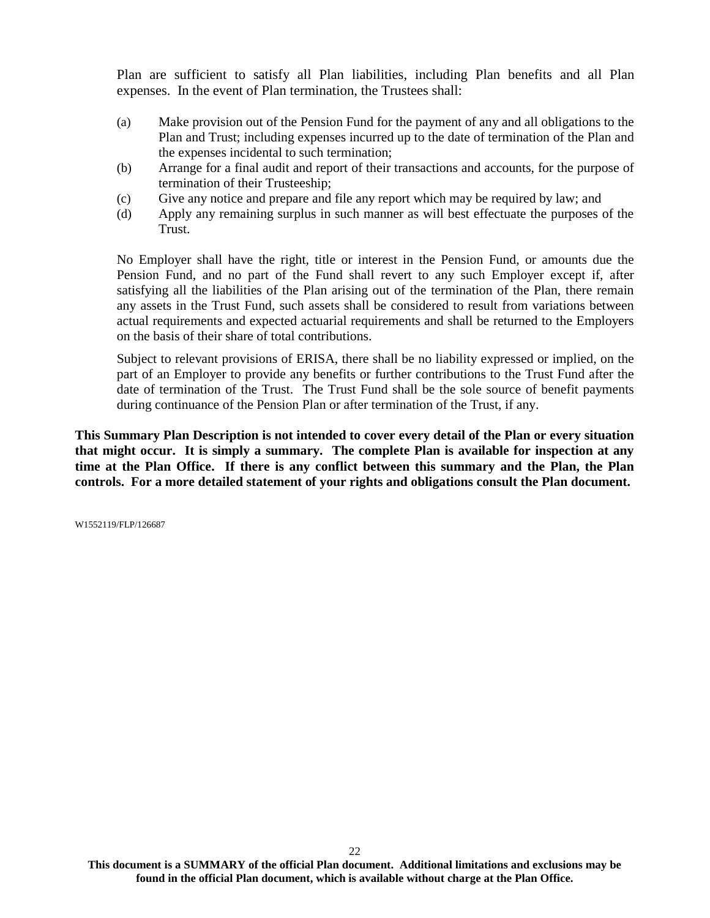Plan are sufficient to satisfy all Plan liabilities, including Plan benefits and all Plan expenses. In the event of Plan termination, the Trustees shall:

(a) Make provision out of the Pension Fund for the payment of any and all obligations to the Plan and Trust; including expenses incurred up to the date of termination of the Plan and the expenses incidental to such termination;
(b) Arrange for a final audit and report of their transactions and accounts, for the purpose of termination of their Trusteeship;
(c) Give any notice and prepare and file any report which may be required by law; and
(d) Apply any remaining surplus in such manner as will best effectuate the purposes of the Trust.

No Employer shall have the right, title or interest in the Pension Fund, or amounts due the Pension Fund, and no part of the Fund shall revert to any such Employer except if, after satisfying all the liabilities of the Plan arising out of the termination of the Plan, there remain any assets in the Trust Fund, such assets shall be considered to result from variations between actual requirements and expected actuarial requirements and shall be returned to the Employers on the basis of their share of total contributions.

Subject to relevant provisions of ERISA, there shall be no liability expressed or implied, on the part of an Employer to provide any benefits or further contributions to the Trust Fund after the date of termination of the Trust. The Trust Fund shall be the sole source of benefit payments during continuance of the Pension Plan or after termination of the Trust, if any.

**This Summary Plan Description is not intended to cover every detail of the Plan or every situation that might occur. It is simply a summary. The complete Plan is available for inspection at any time at the Plan Office. If there is any conflict between this summary and the Plan, the Plan controls. For a more detailed statement of your rights and obligations consult the Plan document.**

W1552119/FLP/126687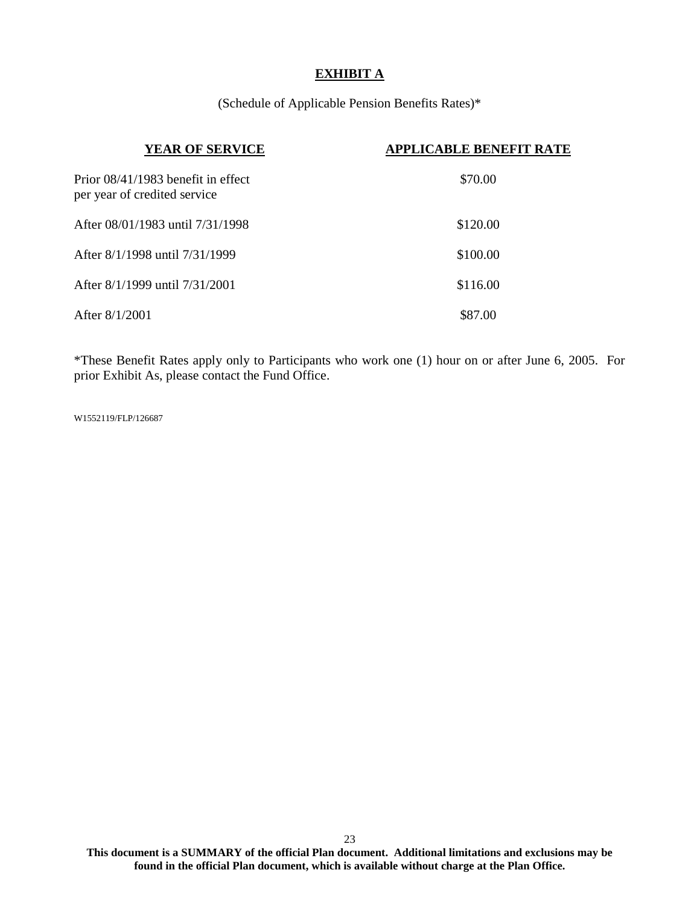# **EXHIBIT A**

(Schedule of Applicable Pension Benefits Rates)*

| YEAR OF SERVICE | APPLICABLE BENEFIT RATE |
| --- | --- |
| Prior 08/41/1983 benefit in effect per year of credited service | \$70.00 |
| After 08/01/1983 until 7/31/1998 | \$120.00 |
| After 8/1/1998 until 7/31/1999 | \$100.00 |
| After 8/1/1999 until 7/31/2001 | \$116.00 |
| After 8/1/2001 | \$87.00 |

*These Benefit Rates apply only to Participants who work one (1) hour on or after June 6, 2005. For prior Exhibit As, please contact the Fund Office.

W1552119/FLP/126687

**This document is a SUMMARY of the official Plan document. Additional limitations and exclusions may be found in the official Plan document, which is available without charge at the Plan Office.**